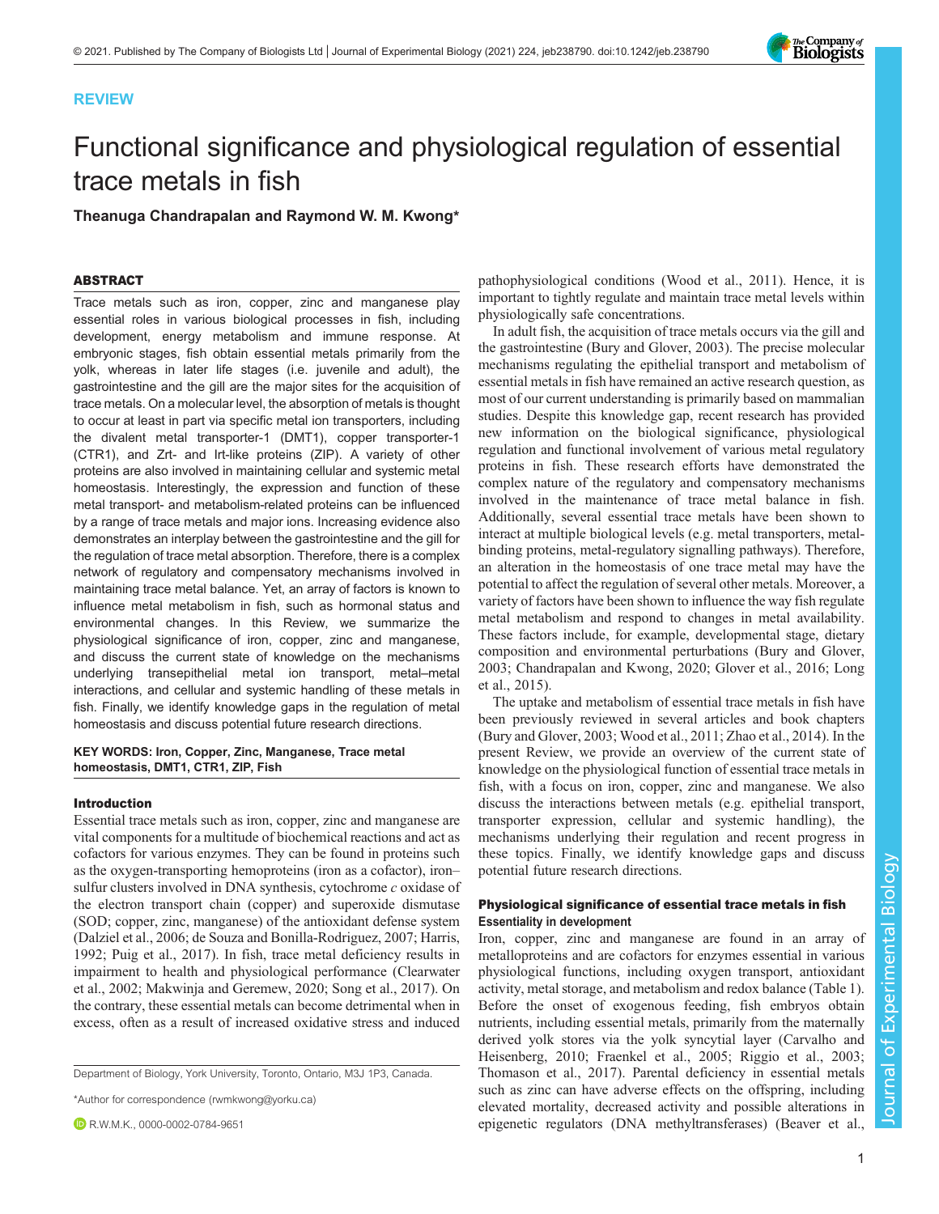REVIEW

# Functional significance and physiological regulation of essential trace metals in fish

**Theanuga Chandrapalan and Raymond W. M. Kwong***

## ABSTRACT

Trace metals such as iron, copper, zinc and manganese play essential roles in various biological processes in fish, including development, energy metabolism and immune response. At embryonic stages, fish obtain essential metals primarily from the yolk, whereas in later life stages (i.e. juvenile and adult), the gastrointestine and the gill are the major sites for the acquisition of trace metals. On a molecular level, the absorption of metals is thought to occur at least in part via specific metal ion transporters, including the divalent metal transporter-1 (DMT1), copper transporter-1 (CTR1), and Zrt- and Irt-like proteins (ZIP). A variety of other proteins are also involved in maintaining cellular and systemic metal homeostasis. Interestingly, the expression and function of these metal transport- and metabolism-related proteins can be influenced by a range of trace metals and major ions. Increasing evidence also demonstrates an interplay between the gastrointestine and the gill for the regulation of trace metal absorption. Therefore, there is a complex network of regulatory and compensatory mechanisms involved in maintaining trace metal balance. Yet, an array of factors is known to influence metal metabolism in fish, such as hormonal status and environmental changes. In this Review, we summarize the physiological significance of iron, copper, zinc and manganese, and discuss the current state of knowledge on the mechanisms underlying transepithelial metal ion transport, metal–metal interactions, and cellular and systemic handling of these metals in fish. Finally, we identify knowledge gaps in the regulation of metal homeostasis and discuss potential future research directions.

**KEY WORDS: Iron, Copper, Zinc, Manganese, Trace metal homeostasis, DMT1, CTR1, ZIP, Fish**

## Introduction

Essential trace metals such as iron, copper, zinc and manganese are vital components for a multitude of biochemical reactions and act as cofactors for various enzymes. They can be found in proteins such as the oxygen-transporting hemoproteins (iron as a cofactor), iron–sulfur clusters involved in DNA synthesis, cytochrome *c* oxidase of the electron transport chain (copper) and superoxide dismutase (SOD; copper, zinc, manganese) of the antioxidant defense system (Dalziel et al., 2006; de Souza and Bonilla-Rodriguez, 2007; Harris, 1992; Puig et al., 2017). In fish, trace metal deficiency results in impairment to health and physiological performance (Clearwater et al., 2002; Makwinja and Geremew, 2020; Song et al., 2017). On the contrary, these essential metals can become detrimental when in excess, often as a result of increased oxidative stress and induced pathophysiological conditions (Wood et al., 2011). Hence, it is important to tightly regulate and maintain trace metal levels within physiologically safe concentrations.

In adult fish, the acquisition of trace metals occurs via the gill and the gastrointestine (Bury and Glover, 2003). The precise molecular mechanisms regulating the epithelial transport and metabolism of essential metals in fish have remained an active research question, as most of our current understanding is primarily based on mammalian studies. Despite this knowledge gap, recent research has provided new information on the biological significance, physiological regulation and functional involvement of various metal regulatory proteins in fish. These research efforts have demonstrated the complex nature of the regulatory and compensatory mechanisms involved in the maintenance of trace metal balance in fish. Additionally, several essential trace metals have been shown to interact at multiple biological levels (e.g. metal transporters, metal-binding proteins, metal-regulatory signalling pathways). Therefore, an alteration in the homeostasis of one trace metal may have the potential to affect the regulation of several other metals. Moreover, a variety of factors have been shown to influence the way fish regulate metal metabolism and respond to changes in metal availability. These factors include, for example, developmental stage, dietary composition and environmental perturbations (Bury and Glover, 2003; Chandrapalan and Kwong, 2020; Glover et al., 2016; Long et al., 2015).

The uptake and metabolism of essential trace metals in fish have been previously reviewed in several articles and book chapters (Bury and Glover, 2003; Wood et al., 2011; Zhao et al., 2014). In the present Review, we provide an overview of the current state of knowledge on the physiological function of essential trace metals in fish, with a focus on iron, copper, zinc and manganese. We also discuss the interactions between metals (e.g. epithelial transport, transporter expression, cellular and systemic handling), the mechanisms underlying their regulation and recent progress in these topics. Finally, we identify knowledge gaps and discuss potential future research directions.

## Physiological significance of essential trace metals in fish

### Essentiality in development

Iron, copper, zinc and manganese are found in an array of metalloproteins and are cofactors for enzymes essential in various physiological functions, including oxygen transport, antioxidant activity, metal storage, and metabolism and redox balance (Table 1). Before the onset of exogenous feeding, fish embryos obtain nutrients, including essential metals, primarily from the maternally derived yolk stores via the yolk syncytial layer (Carvalho and Heisenberg, 2010; Fraenkel et al., 2005; Riggio et al., 2003; Thomason et al., 2017). Parental deficiency in essential metals such as zinc can have adverse effects on the offspring, including elevated mortality, decreased activity and possible alterations in epigenetic regulators (DNA methyltransferases) (Beaver et al.,

Department of Biology, York University, Toronto, Ontario, M3J 1P3, Canada.

*Author for correspondence (rwmkwong@yorku.ca)

R.W.M.K., 0000-0002-0784-9651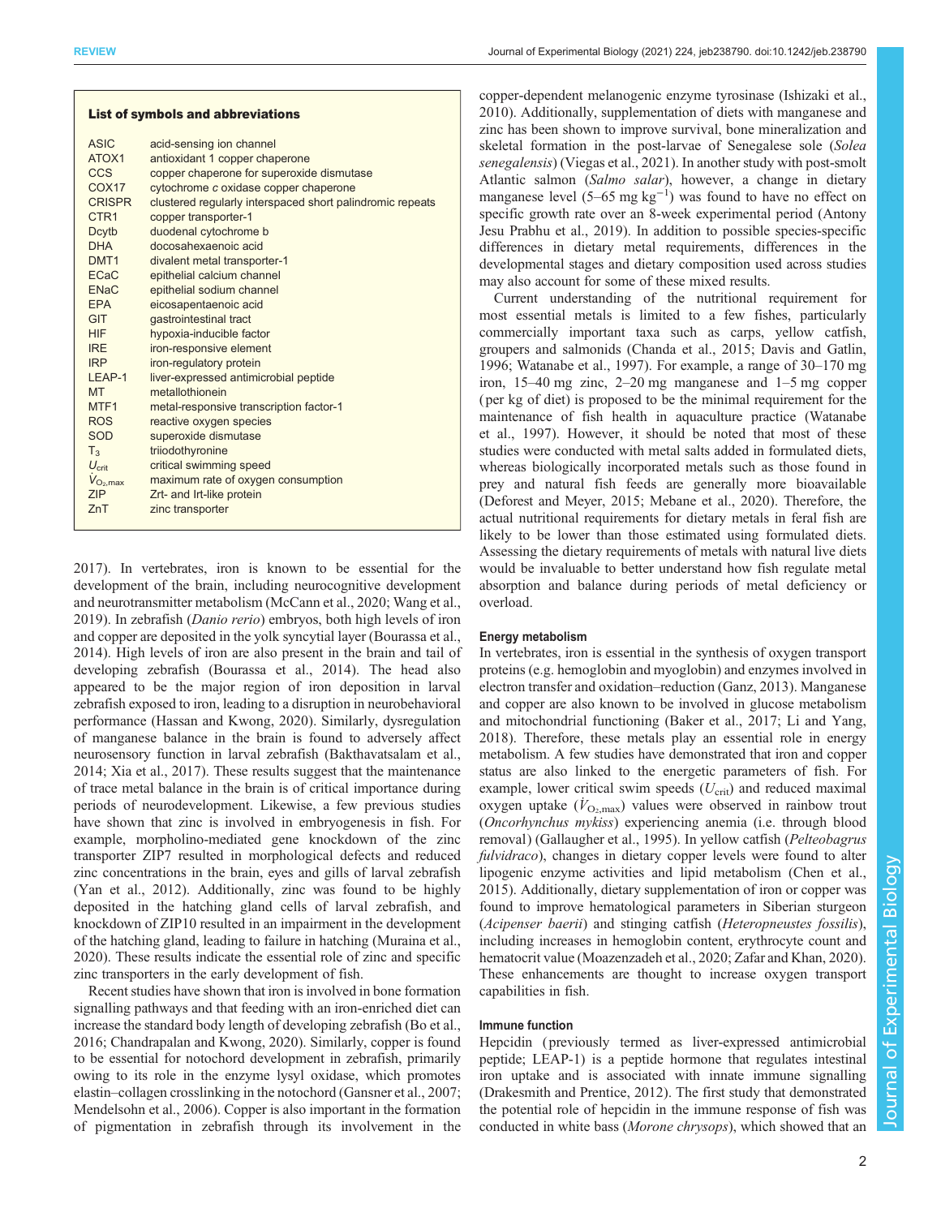## List of symbols and abbreviations

| | |
|---|---|
| ASIC | acid-sensing ion channel |
| ATOX1 | antioxidant 1 copper chaperone |
| CCS | copper chaperone for superoxide dismutase |
| COX17 | cytochrome *c* oxidase copper chaperone |
| CRISPR | clustered regularly interspaced short palindromic repeats |
| CTR1 | copper transporter-1 |
| Dcytb | duodenal cytochrome b |
| DHA | docosahexaenoic acid |
| DMT1 | divalent metal transporter-1 |
| ECaC | epithelial calcium channel |
| ENaC | epithelial sodium channel |
| EPA | eicosapentaenoic acid |
| GIT | gastrointestinal tract |
| HIF | hypoxia-inducible factor |
| IRE | iron-responsive element |
| IRP | iron-regulatory protein |
| LEAP-1 | liver-expressed antimicrobial peptide |
| MT | metallothionein |
| MTF1 | metal-responsive transcription factor-1 |
| ROS | reactive oxygen species |
| SOD | superoxide dismutase |
| $T_3$ | triiodothyronine |
| $U_{crit}$ | critical swimming speed |
| $\dot{V}_{O_2,max}$ | maximum rate of oxygen consumption |
| ZIP | Zrt- and Irt-like protein |
| ZnT | zinc transporter |

2017). In vertebrates, iron is known to be essential for the development of the brain, including neurocognitive development and neurotransmitter metabolism (McCann et al., 2020; Wang et al., 2019). In zebrafish (*Danio rerio*) embryos, both high levels of iron and copper are deposited in the yolk syncytial layer (Bourassa et al., 2014). High levels of iron are also present in the brain and tail of developing zebrafish (Bourassa et al., 2014). The head also appeared to be the major region of iron deposition in larval zebrafish exposed to iron, leading to a disruption in neurobehavioral performance (Hassan and Kwong, 2020). Similarly, dysregulation of manganese balance in the brain is found to adversely affect neurosensory function in larval zebrafish (Bakthavatsalam et al., 2014; Xia et al., 2017). These results suggest that the maintenance of trace metal balance in the brain is of critical importance during periods of neurodevelopment. Likewise, a few previous studies have shown that zinc is involved in embryogenesis in fish. For example, morpholino-mediated gene knockdown of the zinc transporter ZIP7 resulted in morphological defects and reduced zinc concentrations in the brain, eyes and gills of larval zebrafish (Yan et al., 2012). Additionally, zinc was found to be highly deposited in the hatching gland cells of larval zebrafish, and knockdown of ZIP10 resulted in an impairment in the development of the hatching gland, leading to failure in hatching (Muraina et al., 2020). These results indicate the essential role of zinc and specific zinc transporters in the early development of fish.

Recent studies have shown that iron is involved in bone formation signalling pathways and that feeding with an iron-enriched diet can increase the standard body length of developing zebrafish (Bo et al., 2016; Chandrapalan and Kwong, 2020). Similarly, copper is found to be essential for notochord development in zebrafish, primarily owing to its role in the enzyme lysyl oxidase, which promotes elastin–collagen crosslinking in the notochord (Gansner et al., 2007; Mendelsohn et al., 2006). Copper is also important in the formation of pigmentation in zebrafish through its involvement in the copper-dependent melanogenic enzyme tyrosinase (Ishizaki et al., 2010). Additionally, supplementation of diets with manganese and zinc has been shown to improve survival, bone mineralization and skeletal formation in the post-larvae of Senegalese sole (*Solea senegalensis*) (Viegas et al., 2021). In another study with post-smolt Atlantic salmon (*Salmo salar*), however, a change in dietary manganese level (5–65 mg $kg^{-1}$) was found to have no effect on specific growth rate over an 8-week experimental period (Antony Jesu Prabhu et al., 2019). In addition to possible species-specific differences in dietary metal requirements, differences in the developmental stages and dietary composition used across studies may also account for some of these mixed results.

Current understanding of the nutritional requirement for most essential metals is limited to a few fishes, particularly commercially important taxa such as carps, yellow catfish, groupers and salmonids (Chanda et al., 2015; Davis and Gatlin, 1996; Watanabe et al., 1997). For example, a range of 30–170 mg iron, 15–40 mg zinc, 2–20 mg manganese and 1–5 mg copper (per kg of diet) is proposed to be the minimal requirement for the maintenance of fish health in aquaculture practice (Watanabe et al., 1997). However, it should be noted that most of these studies were conducted with metal salts added in formulated diets, whereas biologically incorporated metals such as those found in prey and natural fish feeds are generally more bioavailable (Deforest and Meyer, 2015; Mebane et al., 2020). Therefore, the actual nutritional requirements for dietary metals in feral fish are likely to be lower than those estimated using formulated diets. Assessing the dietary requirements of metals with natural live diets would be invaluable to better understand how fish regulate metal absorption and balance during periods of metal deficiency or overload.

### Energy metabolism

In vertebrates, iron is essential in the synthesis of oxygen transport proteins (e.g. hemoglobin and myoglobin) and enzymes involved in electron transfer and oxidation–reduction (Ganz, 2013). Manganese and copper are also known to be involved in glucose metabolism and mitochondrial functioning (Baker et al., 2017; Li and Yang, 2018). Therefore, these metals play an essential role in energy metabolism. A few studies have demonstrated that iron and copper status are also linked to the energetic parameters of fish. For example, lower critical swim speeds ($U_{crit}$) and reduced maximal oxygen uptake ($\dot{V}_{O_2,max}$) values were observed in rainbow trout (*Oncorhynchus mykiss*) experiencing anemia (i.e. through blood removal) (Gallaugher et al., 1995). In yellow catfish (*Pelteobagrus fulvidraco*), changes in dietary copper levels were found to alter lipogenic enzyme activities and lipid metabolism (Chen et al., 2015). Additionally, dietary supplementation of iron or copper was found to improve hematological parameters in Siberian sturgeon (*Acipenser baerii*) and stinging catfish (*Heteropneustes fossilis*), including increases in hemoglobin content, erythrocyte count and hematocrit value (Moazenzadeh et al., 2020; Zafar and Khan, 2020). These enhancements are thought to increase oxygen transport capabilities in fish.

### Immune function

Hepcidin (previously termed as liver-expressed antimicrobial peptide; LEAP-1) is a peptide hormone that regulates intestinal iron uptake and is associated with innate immune signalling (Drakesmith and Prentice, 2012). The first study that demonstrated the potential role of hepcidin in the immune response of fish was conducted in white bass (*Morone chrysops*), which showed that an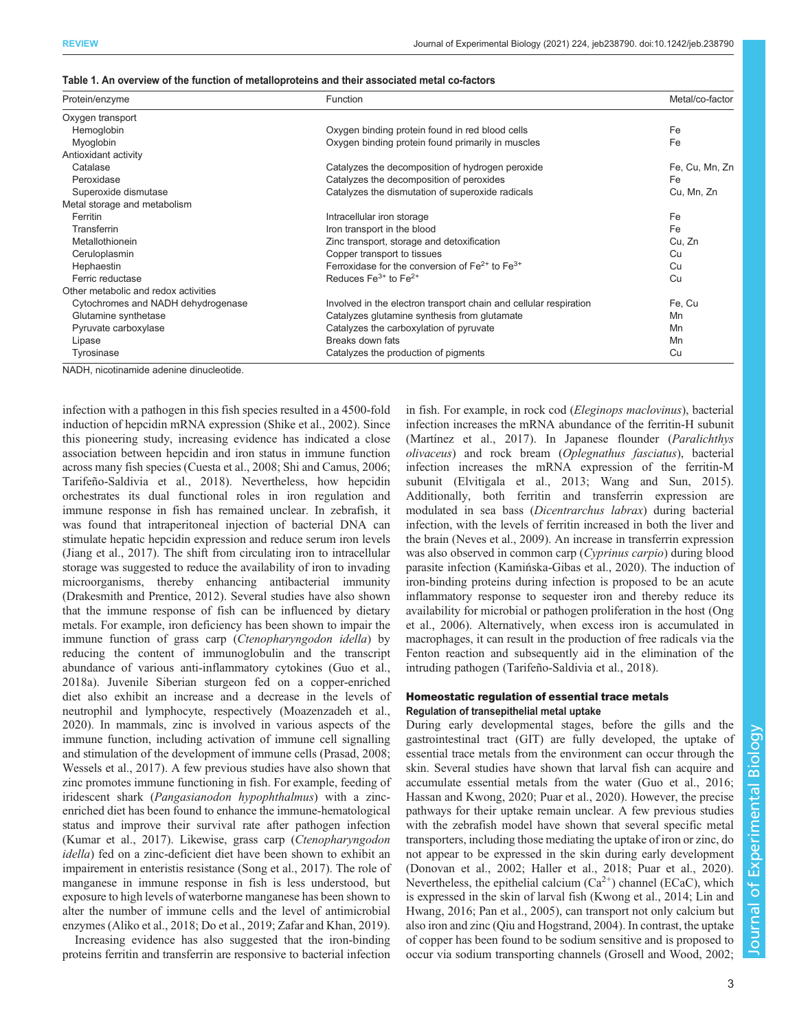**Table 1. An overview of the function of metalloproteins and their associated metal co-factors**

| Protein/enzyme | Function | Metal/co-factor |
|---|---|---|
| Oxygen transport | | |
| Hemoglobin | Oxygen binding protein found in red blood cells | Fe |
| Myoglobin | Oxygen binding protein found primarily in muscles | Fe |
| Antioxidant activity | | |
| Catalase | Catalyzes the decomposition of hydrogen peroxide | Fe, Cu, Mn, Zn |
| Peroxidase | Catalyzes the decomposition of peroxides | Fe |
| Superoxide dismutase | Catalyzes the dismutation of superoxide radicals | Cu, Mn, Zn |
| Metal storage and metabolism | | |
| Ferritin | Intracellular iron storage | Fe |
| Transferrin | Iron transport in the blood | Fe |
| Metallothionein | Zinc transport, storage and detoxification | Cu, Zn |
| Ceruloplasmin | Copper transport to tissues | Cu |
| Hephaestin | Ferroxidase for the conversion of $Fe^{2+}$ to $Fe^{3+}$ | Cu |
| Ferric reductase | Reduces $Fe^{3+}$ to $Fe^{2+}$ | Cu |
| Other metabolic and redox activities | | |
| Cytochromes and NADH dehydrogenase | Involved in the electron transport chain and cellular respiration | Fe, Cu |
| Glutamine synthetase | Catalyzes glutamine synthesis from glutamate | Mn |
| Pyruvate carboxylase | Catalyzes the carboxylation of pyruvate | Mn |
| Lipase | Breaks down fats | Mn |
| Tyrosinase | Catalyzes the production of pigments | Cu |

NADH, nicotinamide adenine dinucleotide.

infection with a pathogen in this fish species resulted in a 4500-fold induction of hepcidin mRNA expression (Shike et al., 2002). Since this pioneering study, increasing evidence has indicated a close association between hepcidin and iron status in immune function across many fish species (Cuesta et al., 2008; Shi and Camus, 2006; Tarifeño-Saldivia et al., 2018). Nevertheless, how hepcidin orchestrates its dual functional roles in iron regulation and immune response in fish has remained unclear. In zebrafish, it was found that intraperitoneal injection of bacterial DNA can stimulate hepatic hepcidin expression and reduce serum iron levels (Jiang et al., 2017). The shift from circulating iron to intracellular storage was suggested to reduce the availability of iron to invading microorganisms, thereby enhancing antibacterial immunity (Drakesmith and Prentice, 2012). Several studies have also shown that the immune response of fish can be influenced by dietary metals. For example, iron deficiency has been shown to impair the immune function of grass carp (*Ctenopharyngodon idella*) by reducing the content of immunoglobulin and the transcript abundance of various anti-inflammatory cytokines (Guo et al., 2018a). Juvenile Siberian sturgeon fed on a copper-enriched diet also exhibit an increase and a decrease in the levels of neutrophil and lymphocyte, respectively (Moazenzadeh et al., 2020). In mammals, zinc is involved in various aspects of the immune function, including activation of immune cell signalling and stimulation of the development of immune cells (Prasad, 2008; Wessels et al., 2017). A few previous studies have also shown that zinc promotes immune functioning in fish. For example, feeding of iridescent shark (*Pangasianodon hypophthalmus*) with a zinc-enriched diet has been found to enhance the immune-hematological status and improve their survival rate after pathogen infection (Kumar et al., 2017). Likewise, grass carp (*Ctenopharyngodon idella*) fed on a zinc-deficient diet have been shown to exhibit an impairment in enteritis resistance (Song et al., 2017). The role of manganese in immune response in fish is less understood, but exposure to high levels of waterborne manganese has been shown to alter the number of immune cells and the level of antimicrobial enzymes (Aliko et al., 2018; Do et al., 2019; Zafar and Khan, 2019).

Increasing evidence has also suggested that the iron-binding proteins ferritin and transferrin are responsive to bacterial infection in fish. For example, in rock cod (*Eleginops maclovinus*), bacterial infection increases the mRNA abundance of the ferritin-H subunit (Martínez et al., 2017). In Japanese flounder (*Paralichthys olivaceus*) and rock bream (*Oplegnathus fasciatus*), bacterial infection increases the mRNA expression of the ferritin-M subunit (Elvitigala et al., 2013; Wang and Sun, 2015). Additionally, both ferritin and transferrin expression are modulated in sea bass (*Dicentrarchus labrax*) during bacterial infection, with the levels of ferritin increased in both the liver and the brain (Neves et al., 2009). An increase in transferrin expression was also observed in common carp (*Cyprinus carpio*) during blood parasite infection (Kamińska-Gibas et al., 2020). The induction of iron-binding proteins during infection is proposed to be an acute inflammatory response to sequester iron and thereby reduce its availability for microbial or pathogen proliferation in the host (Ong et al., 2006). Alternatively, when excess iron is accumulated in macrophages, it can result in the production of free radicals via the Fenton reaction and subsequently aid in the elimination of the intruding pathogen (Tarifeño-Saldivia et al., 2018).

## Homeostatic regulation of essential trace metals

### Regulation of transepithelial metal uptake

During early developmental stages, before the gills and the gastrointestinal tract (GIT) are fully developed, the uptake of essential trace metals from the environment can occur through the skin. Several studies have shown that larval fish can acquire and accumulate essential metals from the water (Guo et al., 2016; Hassan and Kwong, 2020; Puar et al., 2020). However, the precise pathways for their uptake remain unclear. A few previous studies with the zebrafish model have shown that several specific metal transporters, including those mediating the uptake of iron or zinc, do not appear to be expressed in the skin during early development (Donovan et al., 2002; Haller et al., 2018; Puar et al., 2020). Nevertheless, the epithelial calcium ($Ca^{2+}$) channel (ECaC), which is expressed in the skin of larval fish (Kwong et al., 2014; Lin and Hwang, 2016; Pan et al., 2005), can transport not only calcium but also iron and zinc (Qiu and Hogstrand, 2004). In contrast, the uptake of copper has been found to be sodium sensitive and is proposed to occur via sodium transporting channels (Grosell and Wood, 2002;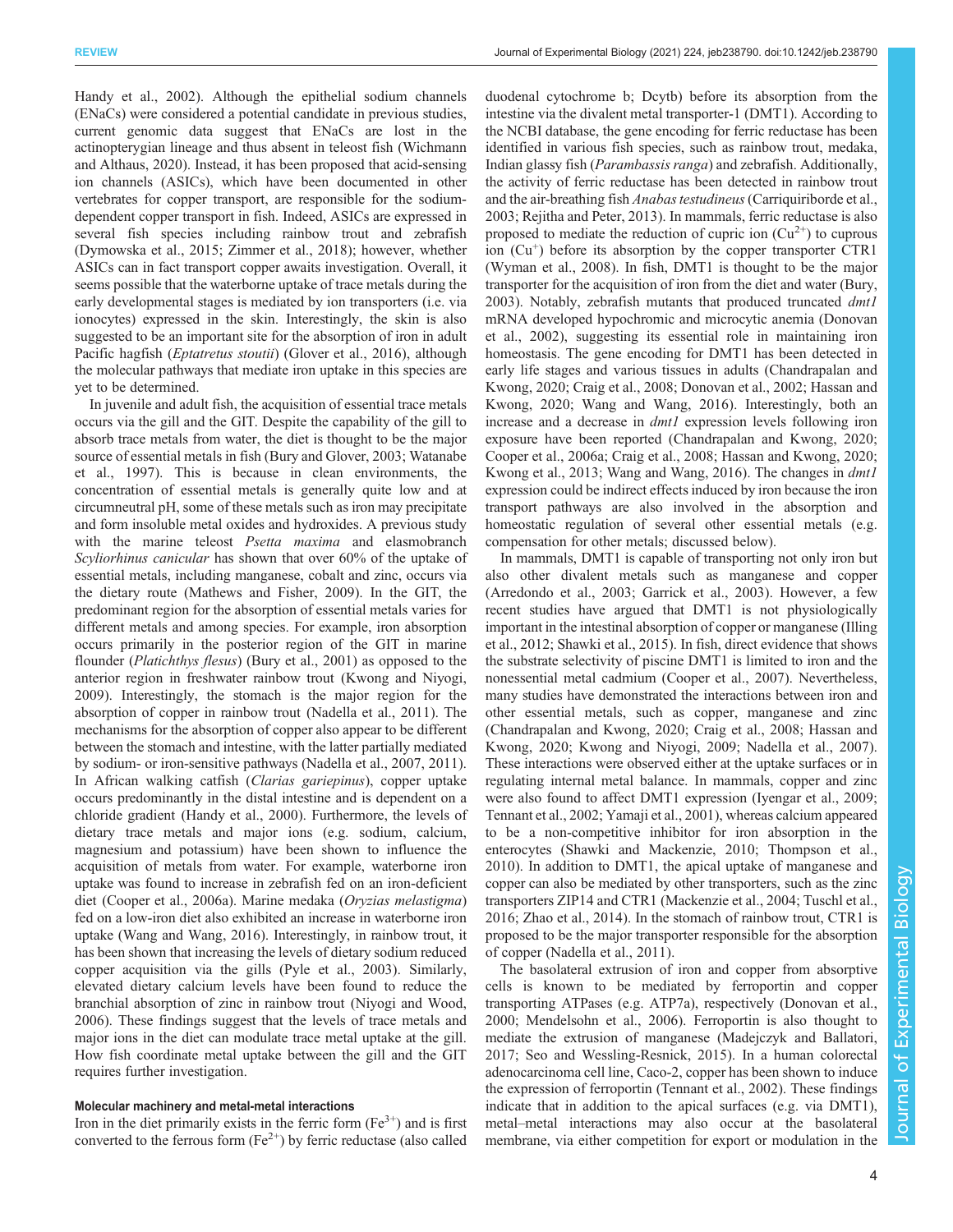Handy et al., 2002). Although the epithelial sodium channels (ENaCs) were considered a potential candidate in previous studies, current genomic data suggest that ENaCs are lost in the actinopterygian lineage and thus absent in teleost fish (Wichmann and Althaus, 2020). Instead, it has been proposed that acid-sensing ion channels (ASICs), which have been documented in other vertebrates for copper transport, are responsible for the sodium-dependent copper transport in fish. Indeed, ASICs are expressed in several fish species including rainbow trout and zebrafish (Dymowska et al., 2015; Zimmer et al., 2018); however, whether ASICs can in fact transport copper awaits investigation. Overall, it seems possible that the waterborne uptake of trace metals during the early developmental stages is mediated by ion transporters (i.e. via ionocytes) expressed in the skin. Interestingly, the skin is also suggested to be an important site for the absorption of iron in adult Pacific hagfish (*Eptatretus stoutii*) (Glover et al., 2016), although the molecular pathways that mediate iron uptake in this species are yet to be determined.

In juvenile and adult fish, the acquisition of essential trace metals occurs via the gill and the GIT. Despite the capability of the gill to absorb trace metals from water, the diet is thought to be the major source of essential metals in fish (Bury and Glover, 2003; Watanabe et al., 1997). This is because in clean environments, the concentration of essential metals is generally quite low and at circumneutral pH, some of these metals such as iron may precipitate and form insoluble metal oxides and hydroxides. A previous study with the marine teleost *Psetta maxima* and elasmobranch *Scylriorhinus canicular* has shown that over 60% of the uptake of essential metals, including manganese, cobalt and zinc, occurs via the dietary route (Mathews and Fisher, 2009). In the GIT, the predominant region for the absorption of essential metals varies for different metals and among species. For example, iron absorption occurs primarily in the posterior region of the GIT in marine flounder (*Platichthys flesus*) (Bury et al., 2001) as opposed to the anterior region in freshwater rainbow trout (Kwong and Niyogi, 2009). Interestingly, the stomach is the major region for the absorption of copper in rainbow trout (Nadella et al., 2011). The mechanisms for the absorption of copper also appear to be different between the stomach and intestine, with the latter partially mediated by sodium- or iron-sensitive pathways (Nadella et al., 2007, 2011). In African walking catfish (*Clarias gariepinus*), copper uptake occurs predominantly in the distal intestine and is dependent on a chloride gradient (Handy et al., 2000). Furthermore, the levels of dietary trace metals and major ions (e.g. sodium, calcium, magnesium and potassium) have been shown to influence the acquisition of metals from water. For example, waterborne iron uptake was found to increase in zebrafish fed on an iron-deficient diet (Cooper et al., 2006a). Marine medaka (*Oryzias melastigma*) fed on a low-iron diet also exhibited an increase in waterborne iron uptake (Wang and Wang, 2016). Interestingly, in rainbow trout, it has been shown that increasing the levels of dietary sodium reduced copper acquisition via the gills (Pyle et al., 2003). Similarly, elevated dietary calcium levels have been found to reduce the branchial absorption of zinc in rainbow trout (Niyogi and Wood, 2006). These findings suggest that the levels of trace metals and major ions in the diet can modulate trace metal uptake at the gill. How fish coordinate metal uptake between the gill and the GIT requires further investigation.

#### Molecular machinery and metal-metal interactions

Iron in the diet primarily exists in the ferric form ($Fe^{3+}$) and is first converted to the ferrous form ($Fe^{2+}$) by ferric reductase (also called duodenal cytochrome b; Dcytb) before its absorption from the intestine via the divalent metal transporter-1 (DMT1). According to the NCBI database, the gene encoding for ferric reductase has been identified in various fish species, such as rainbow trout, medaka, Indian glassy fish (*Parambassis ranga*) and zebrafish. Additionally, the activity of ferric reductase has been detected in rainbow trout and the air-breathing fish *Anabas testudineus* (Carriquiriborde et al., 2003; Rejitha and Peter, 2013). In mammals, ferric reductase is also proposed to mediate the reduction of cupric ion ($Cu^{2+}$) to cuprous ion ($Cu^{+}$) before its absorption by the copper transporter CTR1 (Wyman et al., 2008). In fish, DMT1 is thought to be the major transporter for the acquisition of iron from the diet and water (Bury, 2003). Notably, zebrafish mutants that produced truncated *dmt1* mRNA developed hypochromic and microcytic anemia (Donovan et al., 2002), suggesting its essential role in maintaining iron homeostasis. The gene encoding for DMT1 has been detected in early life stages and various tissues in adults (Chandrapalan and Kwong, 2020; Craig et al., 2008; Donovan et al., 2002; Hassan and Kwong, 2020; Wang and Wang, 2016). Interestingly, both an increase and a decrease in *dmt1* expression levels following iron exposure have been reported (Chandrapalan and Kwong, 2020; Cooper et al., 2006a; Craig et al., 2008; Hassan and Kwong, 2020; Kwong et al., 2013; Wang and Wang, 2016). The changes in *dmt1* expression could be indirect effects induced by iron because the iron transport pathways are also involved in the absorption and homeostatic regulation of several other essential metals (e.g. compensation for other metals; discussed below).

In mammals, DMT1 is capable of transporting not only iron but also other divalent metals such as manganese and copper (Arredondo et al., 2003; Garrick et al., 2003). However, a few recent studies have argued that DMT1 is not physiologically important in the intestinal absorption of copper or manganese (Illing et al., 2012; Shawki et al., 2015). In fish, direct evidence that shows the substrate selectivity of piscine DMT1 is limited to iron and the nonessential metal cadmium (Cooper et al., 2007). Nevertheless, many studies have demonstrated the interactions between iron and other essential metals, such as copper, manganese and zinc (Chandrapalan and Kwong, 2020; Craig et al., 2008; Hassan and Kwong, 2020; Kwong and Niyogi, 2009; Nadella et al., 2007). These interactions were observed either at the uptake surfaces or in regulating internal metal balance. In mammals, copper and zinc were also found to affect DMT1 expression (Iyengar et al., 2009; Tennant et al., 2002; Yamaji et al., 2001), whereas calcium appeared to be a non-competitive inhibitor for iron absorption in the enterocytes (Shawki and Mackenzie, 2010; Thompson et al., 2010). In addition to DMT1, the apical uptake of manganese and copper can also be mediated by other transporters, such as the zinc transporters ZIP14 and CTR1 (Mackenzie et al., 2004; Tuschl et al., 2016; Zhao et al., 2014). In the stomach of rainbow trout, CTR1 is proposed to be the major transporter responsible for the absorption of copper (Nadella et al., 2011).

The basolateral extrusion of iron and copper from absorptive cells is known to be mediated by ferroportin and copper transporting ATPases (e.g. ATP7a), respectively (Donovan et al., 2000; Mendelsohn et al., 2006). Ferroportin is also thought to mediate the extrusion of manganese (Madejczyk and Ballatori, 2017; Seo and Wessling-Resnick, 2015). In a human colorectal adenocarcinoma cell line, Caco-2, copper has been shown to induce the expression of ferroportin (Tennant et al., 2002). These findings indicate that in addition to the apical surfaces (e.g. via DMT1), metal–metal interactions may also occur at the basolateral membrane, via either competition for export or modulation in the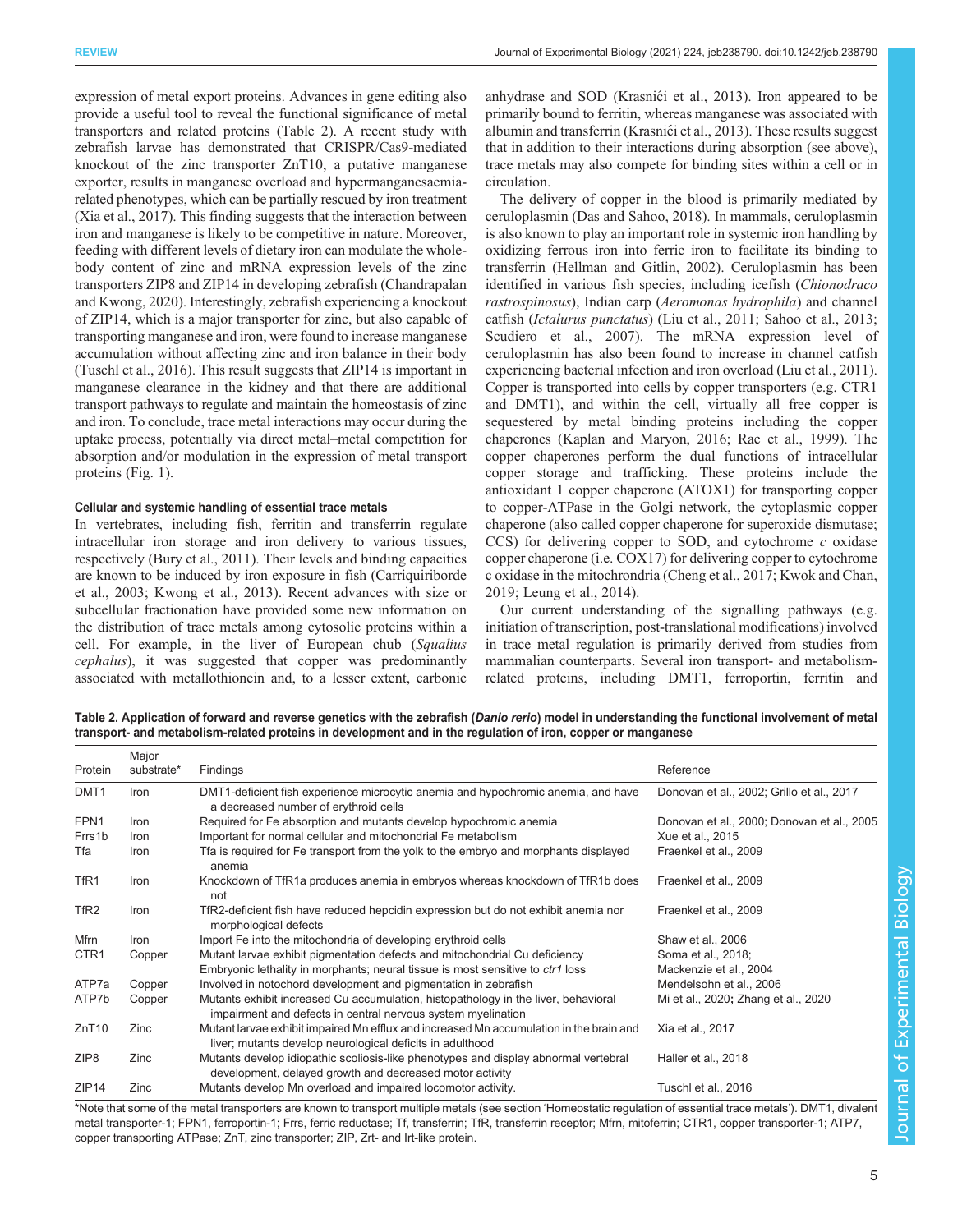expression of metal export proteins. Advances in gene editing also provide a useful tool to reveal the functional significance of metal transporters and related proteins (Table 2). A recent study with zebrafish larvae has demonstrated that CRISPR/Cas9-mediated knockout of the zinc transporter ZnT10, a putative manganese exporter, results in manganese overload and hypermanganesaemia-related phenotypes, which can be partially rescued by iron treatment (Xia et al., 2017). This finding suggests that the interaction between iron and manganese is likely to be competitive in nature. Moreover, feeding with different levels of dietary iron can modulate the whole-body content of zinc and mRNA expression levels of the zinc transporters ZIP8 and ZIP14 in developing zebrafish (Chandrapalan and Kwong, 2020). Interestingly, zebrafish experiencing a knockout of ZIP14, which is a major transporter for zinc, but also capable of transporting manganese and iron, were found to increase manganese accumulation without affecting zinc and iron balance in their body (Tuschl et al., 2016). This result suggests that ZIP14 is important in manganese clearance in the kidney and that there are additional transport pathways to regulate and maintain the homeostasis of zinc and iron. To conclude, trace metal interactions may occur during the uptake process, potentially via direct metal–metal competition for absorption and/or modulation in the expression of metal transport proteins (Fig. 1).

#### Cellular and systemic handling of essential trace metals

In vertebrates, including fish, ferritin and transferrin regulate intracellular iron storage and iron delivery to various tissues, respectively (Bury et al., 2011). Their levels and binding capacities are known to be induced by iron exposure in fish (Carriquiriborde et al., 2003; Kwong et al., 2013). Recent advances with size or subcellular fractionation have provided some new information on the distribution of trace metals among cytosolic proteins within a cell. For example, in the liver of European chub (*Squalius cephalus*), it was suggested that copper was predominantly associated with metallothionein and, to a lesser extent, carbonic anhydrase and SOD (Krasnići et al., 2013). Iron appeared to be primarily bound to ferritin, whereas manganese was associated with albumin and transferrin (Krasnići et al., 2013). These results suggest that in addition to their interactions during absorption (see above), trace metals may also compete for binding sites within a cell or in circulation.

The delivery of copper in the blood is primarily mediated by ceruloplasmin (Das and Sahoo, 2018). In mammals, ceruloplasmin is also known to play an important role in systemic iron handling by oxidizing ferrous iron into ferric iron to facilitate its binding to transferrin (Hellman and Gitlin, 2002). Ceruloplasmin has been identified in various fish species, including icefish (*Chionodraco rastrospinosus*), Indian carp (*Aeromonas hydrophila*) and channel catfish (*Ictalurus punctatus*) (Liu et al., 2011; Sahoo et al., 2013; Scudiero et al., 2007). The mRNA expression level of ceruloplasmin has also been found to increase in channel catfish experiencing bacterial infection and iron overload (Liu et al., 2011). Copper is transported into cells by copper transporters (e.g. CTR1 and DMT1), and within the cell, virtually all free copper is sequestered by metal binding proteins including the copper chaperones (Kaplan and Maryon, 2016; Rae et al., 1999). The copper chaperones perform the dual functions of intracellular copper storage and trafficking. These proteins include the antioxidant 1 copper chaperone (ATOX1) for transporting copper to copper-ATPase in the Golgi network, the cytoplasmic copper chaperone (also called copper chaperone for superoxide dismutase; CCS) for delivering copper to SOD, and cytochrome *c* oxidase copper chaperone (i.e. COX17) for delivering copper to cytochrome c oxidase in the mitochondria (Cheng et al., 2017; Kwok and Chan, 2019; Leung et al., 2014).

Our current understanding of the signalling pathways (e.g. initiation of transcription, post-translational modifications) involved in trace metal regulation is primarily derived from studies from mammalian counterparts. Several iron transport- and metabolism-related proteins, including DMT1, ferroportin, ferritin and

**Table 2. Application of forward and reverse genetics with the zebrafish (*Danio rerio*) model in understanding the functional involvement of metal transport- and metabolism-related proteins in development and in the regulation of iron, copper or manganese**

| Protein | Major substrate* | Findings | Reference |
|---|---|---|---|
| DMT1 | Iron | DMT1-deficient fish experience microcytic anemia and hypochromic anemia, and have a decreased number of erythroid cells | Donovan et al., 2002; Grillo et al., 2017 |
| FPN1 | Iron | Required for Fe absorption and mutants develop hypochromic anemia | Donovan et al., 2000; Donovan et al., 2005 |
| Frrs1b | Iron | Important for normal cellular and mitochondrial Fe metabolism | Xue et al., 2015 |
| Tfa | Iron | Tfa is required for Fe transport from the yolk to the embryo and morphants displayed anemia | Fraenkel et al., 2009 |
| TfR1 | Iron | Knockdown of TfR1a produces anemia in embryos whereas knockdown of TfR1b does not | Fraenkel et al., 2009 |
| TfR2 | Iron | TfR2-deficient fish have reduced hepcidin expression but do not exhibit anemia nor morphological defects | Fraenkel et al., 2009 |
| Mfrn | Iron | Import Fe into the mitochondria of developing erythroid cells | Shaw et al., 2006 |
| CTR1 | Copper | Mutant larvae exhibit pigmentation defects and mitochondrial Cu deficiency<br>Embryonic lethality in morphants; neural tissue is most sensitive to *ctr1* loss | Soma et al., 2018;<br>Mackenzie et al., 2004 |
| ATP7a | Copper | Involved in notochord development and pigmentation in zebrafish | Mendelsohn et al., 2006 |
| ATP7b | Copper | Mutants exhibit increased Cu accumulation, histopathology in the liver, behavioral impairment and defects in central nervous system myelination | Mi et al., 2020; Zhang et al., 2020 |
| ZnT10 | Zinc | Mutant larvae exhibit impaired Mn efflux and increased Mn accumulation in the brain and liver; mutants develop neurological deficits in adulthood | Xia et al., 2017 |
| ZIP8 | Zinc | Mutants develop idiopathic scoliosis-like phenotypes and display abnormal vertebral development, delayed growth and decreased motor activity | Haller et al., 2018 |
| ZIP14 | Zinc | Mutants develop Mn overload and impaired locomotor activity. | Tuschl et al., 2016 |

*Note that some of the metal transporters are known to transport multiple metals (see section 'Homeostatic regulation of essential trace metals'). DMT1, divalent metal transporter-1; FPN1, ferroportin-1; Frrs, ferric reductase; Tf, transferrin; TfR, transferrin receptor; Mfrn, mitoferrin; CTR1, copper transporter-1; ATP7, copper transporting ATPase; ZnT, zinc transporter; ZIP, Zrt- and Irt-like protein.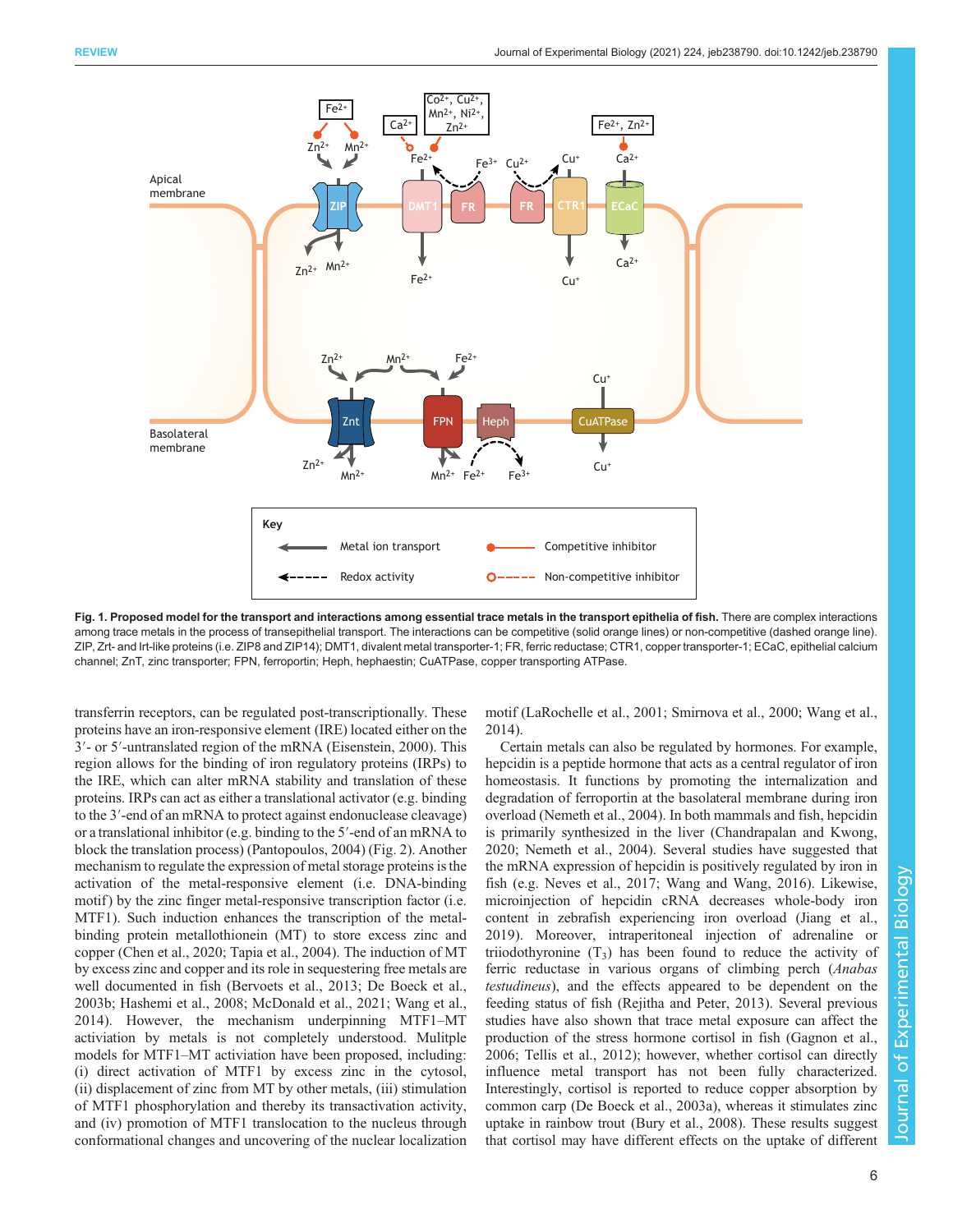Apical membrane

Basolateral membrane

$Fe^{2+}$

$Zn^{2+}$ $Mn^{2+}$

ZIP

$Zn^{2+}$ $Mn^{2+}$

$Ca^{2+}$

$Co^{2+}$, $Cu^{2+}$, $Mn^{2+}$, $Ni^{2+}$, $Zn^{2+}$

$Fe^{2+}$

DMT1

FR

$Fe^{2+}$

$Fe^{3+}$ $Cu^{2+}$

FR

$Cu^{+}$

CTR1

$Cu^{+}$

$Fe^{2+}$, $Zn^{2+}$

$Ca^{2+}$

ECaC

$Ca^{2+}$

$Zn^{2+}$ $Mn^{2+}$ $Fe^{2+}$

Znt

$Zn^{2+}$ $Mn^{2+}$

FPN

Heph

$Mn^{2+}$ $Fe^{2+}$ $Fe^{3+}$

$Cu^{+}$

CuATPase

$Cu^{+}$

Key

Metal ion transport

Redox activity

Competitive inhibitor

Non-competitive inhibitor

**Fig. 1. Proposed model for the transport and interactions among essential trace metals in the transport epithelia of fish.** There are complex interactions among trace metals in the process of transepithelial transport. The interactions can be competitive (solid orange lines) or non-competitive (dashed orange line). ZIP, Zrt- and Irt-like proteins (i.e. ZIP8 and ZIP14); DMT1, divalent metal transporter-1; FR, ferric reductase; CTR1, copper transporter-1; ECaC, epithelial calcium channel; ZnT, zinc transporter; FPN, ferroportin; Heph, hephaestin; CuATPase, copper transporting ATPase.

transferrin receptors, can be regulated post-transcriptionally. These proteins have an iron-responsive element (IRE) located either on the 3′- or 5′-untranslated region of the mRNA (Eisenstein, 2000). This region allows for the binding of iron regulatory proteins (IRPs) to the IRE, which can alter mRNA stability and translation of these proteins. IRPs can act as either a translational activator (e.g. binding to the 3′-end of an mRNA to protect against endonuclease cleavage) or a translational inhibitor (e.g. binding to the 5′-end of an mRNA to block the translation process) (Pantopoulos, 2004) (Fig. 2). Another mechanism to regulate the expression of metal storage proteins is the activation of the metal-responsive element (i.e. DNA-binding motif) by the zinc finger metal-responsive transcription factor (i.e. MTF1). Such induction enhances the transcription of the metal-binding protein metallothionein (MT) to store excess zinc and copper (Chen et al., 2020; Tapia et al., 2004). The induction of MT by excess zinc and copper and its role in sequestering free metals are well documented in fish (Bervoets et al., 2013; De Boeck et al., 2003b; Hashemi et al., 2008; McDonald et al., 2021; Wang et al., 2014). However, the mechanism underpinning MTF1–MT activiation by metals is not completely understood. Mulitple models for MTF1–MT activiation have been proposed, including: (i) direct activation of MTF1 by excess zinc in the cytosol, (ii) displacement of zinc from MT by other metals, (iii) stimulation of MTF1 phosphorylation and thereby its transactivation activity, and (iv) promotion of MTF1 translocation to the nucleus through conformational changes and uncovering of the nuclear localization motif (LaRochelle et al., 2001; Smirnova et al., 2000; Wang et al., 2014).

Certain metals can also be regulated by hormones. For example, hepcidin is a peptide hormone that acts as a central regulator of iron homeostasis. It functions by promoting the internalization and degradation of ferroportin at the basolateral membrane during iron overload (Nemeth et al., 2004). In both mammals and fish, hepcidin is primarily synthesized in the liver (Chandrapalan and Kwong, 2020; Nemeth et al., 2004). Several studies have suggested that the mRNA expression of hepcidin is positively regulated by iron in fish (e.g. Neves et al., 2017; Wang and Wang, 2016). Likewise, microinjection of hepcidin cRNA decreases whole-body iron content in zebrafish experiencing iron overload (Jiang et al., 2019). Moreover, intraperitoneal injection of adrenaline or triiodothyronine ($T_3$) has been found to reduce the activity of ferric reductase in various organs of climbing perch (*Anabas testudineus*), and the effects appeared to be dependent on the feeding status of fish (Rejitha and Peter, 2013). Several previous studies have also shown that trace metal exposure can affect the production of the stress hormone cortisol in fish (Gagnon et al., 2006; Tellis et al., 2012); however, whether cortisol can directly influence metal transport has not been fully characterized. Interestingly, cortisol is reported to reduce copper absorption by common carp (De Boeck et al., 2003a), whereas it stimulates zinc uptake in rainbow trout (Bury et al., 2008). These results suggest that cortisol may have different effects on the uptake of different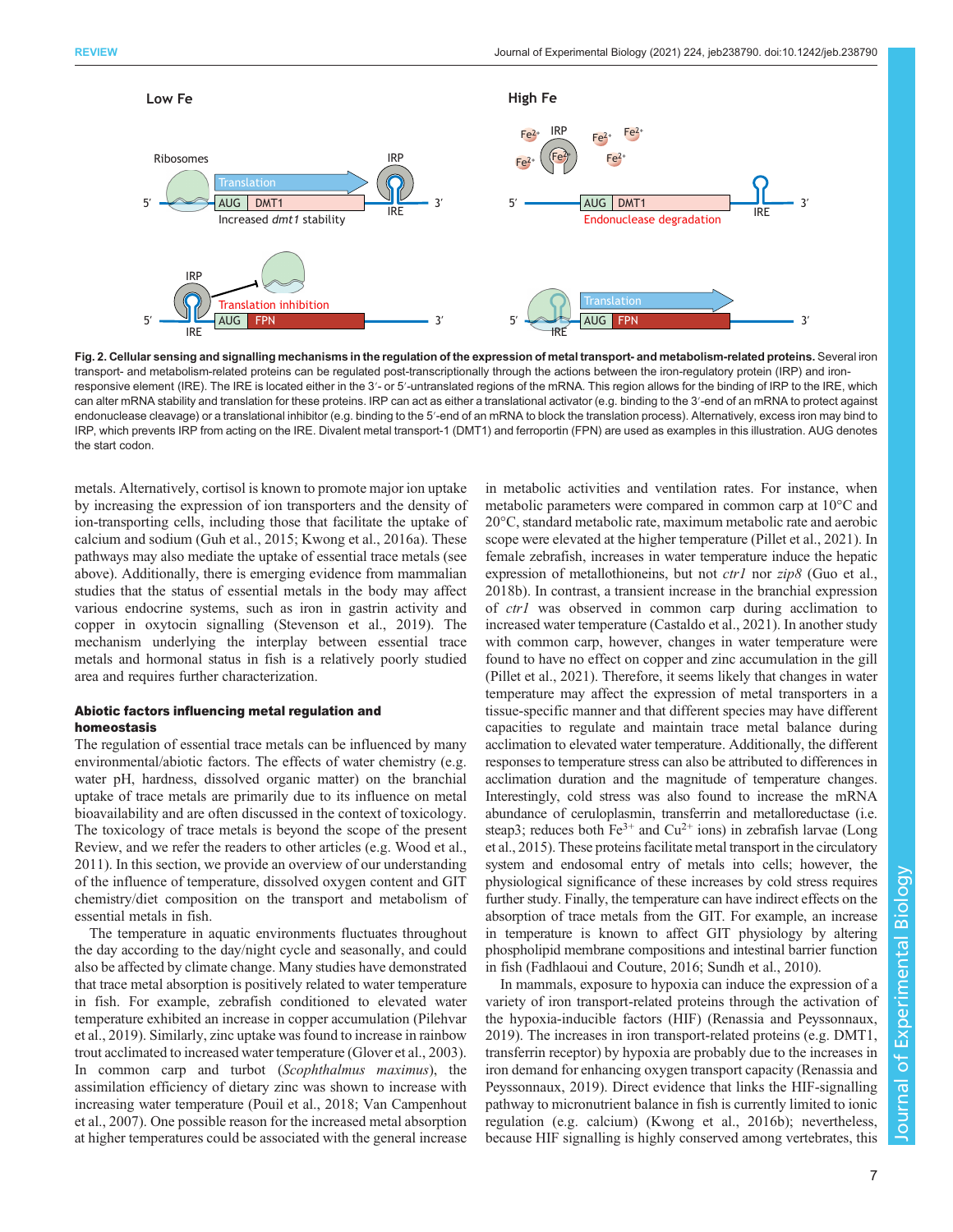Low Fe

Ribosomes

Translation

IRP

5′ AUG DMT1 3′

IRE

Increased *dmt1* stability

IRP

Translation inhibition

5′ AUG FPN 3′

IRE

High Fe

$Fe^{2+}$ IRP $Fe^{2+}$ $Fe^{2+}$

$Fe^{2+}$ $Fe^{2+}$ $Fe^{2+}$

5′ AUG DMT1 3′

Endonuclease degradation

IRE

Translation

5′ AUG FPN 3′

IRE

**Fig. 2. Cellular sensing and signalling mechanisms in the regulation of the expression of metal transport- and metabolism-related proteins.** Several iron transport- and metabolism-related proteins can be regulated post-transcriptionally through the actions between the iron-regulatory protein (IRP) and iron-responsive element (IRE). The IRE is located either in the 3′- or 5′-untranslated regions of the mRNA. This region allows for the binding of IRP to the IRE, which can alter mRNA stability and translation for these proteins. IRP can act as either a translational activator (e.g. binding to the 3′-end of an mRNA to protect against endonuclease cleavage) or a translational inhibitor (e.g. binding to the 5′-end of an mRNA to block the translation process). Alternatively, excess iron may bind to IRP, which prevents IRP from acting on the IRE. Divalent metal transport-1 (DMT1) and ferroportin (FPN) are used as examples in this illustration. AUG denotes the start codon.

metals. Alternatively, cortisol is known to promote major ion uptake by increasing the expression of ion transporters and the density of ion-transporting cells, including those that facilitate the uptake of calcium and sodium (Guh et al., 2015; Kwong et al., 2016a). These pathways may also mediate the uptake of essential trace metals (see above). Additionally, there is emerging evidence from mammalian studies that the status of essential metals in the body may affect various endocrine systems, such as iron in gastrin activity and copper in oxytocin signalling (Stevenson et al., 2019). The mechanism underlying the interplay between essential trace metals and hormonal status in fish is a relatively poorly studied area and requires further characterization.

## Abiotic factors influencing metal regulation and homeostasis

The regulation of essential trace metals can be influenced by many environmental/abiotic factors. The effects of water chemistry (e.g. water pH, hardness, dissolved organic matter) on the branchial uptake of trace metals are primarily due to its influence on metal bioavailability and are often discussed in the context of toxicology. The toxicology of trace metals is beyond the scope of the present Review, and we refer the readers to other articles (e.g. Wood et al., 2011). In this section, we provide an overview of our understanding of the influence of temperature, dissolved oxygen content and GIT chemistry/diet composition on the transport and metabolism of essential metals in fish.

The temperature in aquatic environments fluctuates throughout the day according to the day/night cycle and seasonally, and could also be affected by climate change. Many studies have demonstrated that trace metal absorption is positively related to water temperature in fish. For example, zebrafish conditioned to elevated water temperature exhibited an increase in copper accumulation (Pilehvar et al., 2019). Similarly, zinc uptake was found to increase in rainbow trout acclimated to increased water temperature (Glover et al., 2003). In common carp and turbot (*Scophthalmus maximus*), the assimilation efficiency of dietary zinc was shown to increase with increasing water temperature (Pouil et al., 2018; Van Campenhout et al., 2007). One possible reason for the increased metal absorption at higher temperatures could be associated with the general increase in metabolic activities and ventilation rates. For instance, when metabolic parameters were compared in common carp at 10°C and 20°C, standard metabolic rate, maximum metabolic rate and aerobic scope were elevated at the higher temperature (Pillet et al., 2021). In female zebrafish, increases in water temperature induce the hepatic expression of metallothioneins, but not *ctr1* nor *zip8* (Guo et al., 2018b). In contrast, a transient increase in the branchial expression of *ctr1* was observed in common carp during acclimation to increased water temperature (Castaldo et al., 2021). In another study with common carp, however, changes in water temperature were found to have no effect on copper and zinc accumulation in the gill (Pillet et al., 2021). Therefore, it seems likely that changes in water temperature may affect the expression of metal transporters in a tissue-specific manner and that different species may have different capacities to regulate and maintain trace metal balance during acclimation to elevated water temperature. Additionally, the different responses to temperature stress can also be attributed to differences in acclimation duration and the magnitude of temperature changes. Interestingly, cold stress was also found to increase the mRNA abundance of ceruloplasmin, transferrin and metalloreductase (i.e. steap3; reduces both $Fe^{3+}$ and $Cu^{2+}$ ions) in zebrafish larvae (Long et al., 2015). These proteins facilitate metal transport in the circulatory system and endosomal entry of metals into cells; however, the physiological significance of these increases by cold stress requires further study. Finally, the temperature can have indirect effects on the absorption of trace metals from the GIT. For example, an increase in temperature is known to affect GIT physiology by altering phospholipid membrane compositions and intestinal barrier function in fish (Fadhlaoui and Couture, 2016; Sundh et al., 2010).

In mammals, exposure to hypoxia can induce the expression of a variety of iron transport-related proteins through the activation of the hypoxia-inducible factors (HIF) (Renassia and Peyssonnaux, 2019). The increases in iron transport-related proteins (e.g. DMT1, transferrin receptor) by hypoxia are probably due to the increases in iron demand for enhancing oxygen transport capacity (Renassia and Peyssonnaux, 2019). Direct evidence that links the HIF-signalling pathway to micronutrient balance in fish is currently limited to ionic regulation (e.g. calcium) (Kwong et al., 2016b); nevertheless, because HIF signalling is highly conserved among vertebrates, this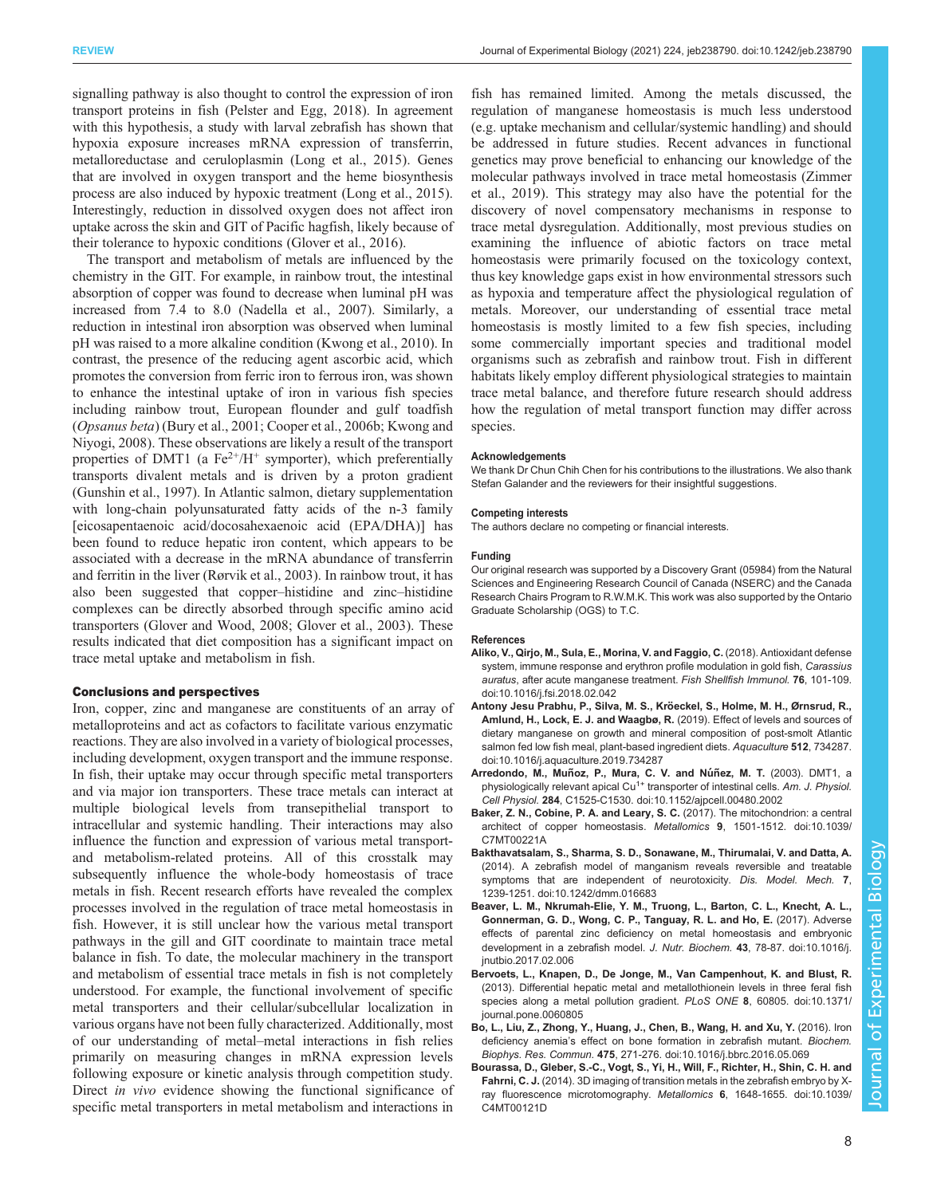signalling pathway is also thought to control the expression of iron transport proteins in fish (Pelster and Egg, 2018). In agreement with this hypothesis, a study with larval zebrafish has shown that hypoxia exposure increases mRNA expression of transferrin, metalloreductase and ceruloplasmin (Long et al., 2015). Genes that are involved in oxygen transport and the heme biosynthesis process are also induced by hypoxic treatment (Long et al., 2015). Interestingly, reduction in dissolved oxygen does not affect iron uptake across the skin and GIT of Pacific hagfish, likely because of their tolerance to hypoxic conditions (Glover et al., 2016).

The transport and metabolism of metals are influenced by the chemistry in the GIT. For example, in rainbow trout, the intestinal absorption of copper was found to decrease when luminal pH was increased from 7.4 to 8.0 (Nadella et al., 2007). Similarly, a reduction in intestinal iron absorption was observed when luminal pH was raised to a more alkaline condition (Kwong et al., 2010). In contrast, the presence of the reducing agent ascorbic acid, which promotes the conversion from ferric iron to ferrous iron, was shown to enhance the intestinal uptake of iron in various fish species including rainbow trout, European flounder and gulf toadfish (*Opsanus beta*) (Bury et al., 2001; Cooper et al., 2006b; Kwong and Niyogi, 2008). These observations are likely a result of the transport properties of DMT1 (a $Fe^{2+}/H^{+}$ symporter), which preferentially transports divalent metals and is driven by a proton gradient (Gunshin et al., 1997). In Atlantic salmon, dietary supplementation with long-chain polyunsaturated fatty acids of the n-3 family [eicosapentaenoic acid/docosahexaenoic acid (EPA/DHA)] has been found to reduce hepatic iron content, which appears to be associated with a decrease in the mRNA abundance of transferrin and ferritin in the liver (Rørvik et al., 2003). In rainbow trout, it has also been suggested that copper–histidine and zinc–histidine complexes can be directly absorbed through specific amino acid transporters (Glover and Wood, 2008; Glover et al., 2003). These results indicated that diet composition has a significant impact on trace metal uptake and metabolism in fish.

## Conclusions and perspectives

Iron, copper, zinc and manganese are constituents of an array of metalloproteins and act as cofactors to facilitate various enzymatic reactions. They are also involved in a variety of biological processes, including development, oxygen transport and the immune response. In fish, their uptake may occur through specific metal transporters and via major ion transporters. These trace metals can interact at multiple biological levels from transepithelial transport to intracellular and systemic handling. Their interactions may also influence the function and expression of various metal transport- and metabolism-related proteins. All of this crosstalk may subsequently influence the whole-body homeostasis of trace metals in fish. Recent research efforts have revealed the complex processes involved in the regulation of trace metal homeostasis in fish. However, it is still unclear how the various metal transport pathways in the gill and GIT coordinate to maintain trace metal balance in fish. To date, the molecular machinery in the transport and metabolism of essential trace metals in fish is not completely understood. For example, the functional involvement of specific metal transporters and their cellular/subcellular localization in various organs have not been fully characterized. Additionally, most of our understanding of metal–metal interactions in fish relies primarily on measuring changes in mRNA expression levels following exposure or kinetic analysis through competition study. Direct *in vivo* evidence showing the functional significance of specific metal transporters in metal metabolism and interactions in fish has remained limited. Among the metals discussed, the regulation of manganese homeostasis is much less understood (e.g. uptake mechanism and cellular/systemic handling) and should be addressed in future studies. Recent advances in functional genetics may prove beneficial to enhancing our knowledge of the molecular pathways involved in trace metal homeostasis (Zimmer et al., 2019). This strategy may also have the potential for the discovery of novel compensatory mechanisms in response to trace metal dysregulation. Additionally, most previous studies on examining the influence of abiotic factors on trace metal homeostasis were primarily focused on the toxicology context, thus key knowledge gaps exist in how environmental stressors such as hypoxia and temperature affect the physiological regulation of metals. Moreover, our understanding of essential trace metal homeostasis is mostly limited to a few fish species, including some commercially important species and traditional model organisms such as zebrafish and rainbow trout. Fish in different habitats likely employ different physiological strategies to maintain trace metal balance, and therefore future research should address how the regulation of metal transport function may differ across species.

#### Acknowledgements

We thank Dr Chun Chih Chen for his contributions to the illustrations. We also thank Stefan Galander and the reviewers for their insightful suggestions.

#### Competing interests

The authors declare no competing or financial interests.

#### Funding

Our original research was supported by a Discovery Grant (05984) from the Natural Sciences and Engineering Research Council of Canada (NSERC) and the Canada Research Chairs Program to R.W.M.K. This work was also supported by the Ontario Graduate Scholarship (OGS) to T.C.

#### References

**Aliko, V., Qirjo, M., Sula, E., Morina, V. and Faggio, C.** (2018). Antioxidant defense system, immune response and erythron profile modulation in gold fish, *Carassius auratus*, after acute manganese treatment. *Fish Shellfish Immunol.* **76**, 101-109. doi:10.1016/j.fsi.2018.02.042

**Antony Jesu Prabhu, P., Silva, M. S., Kröeckel, S., Holme, M. H., Ørnsrud, R., Amlund, H., Lock, E. J. and Waagbø, R.** (2019). Effect of levels and sources of dietary manganese on growth and mineral composition of post-smolt Atlantic salmon fed low fish meal, plant-based ingredient diets. *Aquaculture* **512**, 734287. doi:10.1016/j.aquaculture.2019.734287

**Arredondo, M., Muñoz, P., Mura, C. V. and Núñez, M. T.** (2003). DMT1, a physiologically relevant apical $Cu^{1+}$ transporter of intestinal cells. *Am. J. Physiol. Cell Physiol.* **284**, C1525-C1530. doi:10.1152/ajpcell.00480.2002

**Baker, Z. N., Cobine, P. A. and Leary, S. C.** (2017). The mitochondrion: a central architect of copper homeostasis. *Metallomics* **9**, 1501-1512. doi:10.1039/C7MT00221A

**Bakthavatsalam, S., Sharma, S. D., Sonawane, M., Thirumalai, V. and Datta, A.** (2014). A zebrafish model of manganism reveals reversible and treatable symptoms that are independent of neurotoxicity. *Dis. Model. Mech.* **7**, 1239-1251. doi:10.1242/dmm.016683

**Beaver, L. M., Nkrumah-Elie, Y. M., Truong, L., Barton, C. L., Knecht, A. L., Gonnerman, G. D., Wong, C. P., Tanguay, R. L. and Ho, E.** (2017). Adverse effects of parental zinc deficiency on metal homeostasis and embryonic development in a zebrafish model. *J. Nutr. Biochem.* **43**, 78-87. doi:10.1016/j.jnutbio.2017.02.006

**Bervoets, L., Knapen, D., De Jonge, M., Van Campenhout, K. and Blust, R.** (2013). Differential hepatic metal and metallothionein levels in three feral fish species along a metal pollution gradient. *PLoS ONE* **8**, 60805. doi:10.1371/journal.pone.0060805

**Bo, L., Liu, Z., Zhong, Y., Huang, J., Chen, B., Wang, H. and Xu, Y.** (2016). Iron deficiency anemia's effect on bone formation in zebrafish mutant. *Biochem. Biophys. Res. Commun.* **475**, 271-276. doi:10.1016/j.bbrc.2016.05.069

**Bourassa, D., Gleber, S.-C., Vogt, S., Yi, H., Will, F., Richter, H., Shin, C. H. and Fahrni, C. J.** (2014). 3D imaging of transition metals in the zebrafish embryo by X-ray fluorescence microtomography. *Metallomics* **6**, 1648-1655. doi:10.1039/C4MT00121D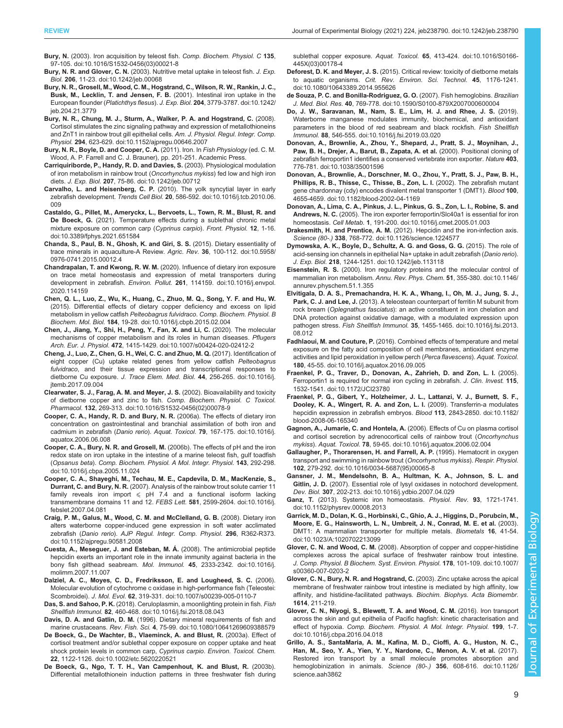**Bury, N.** (2003). Iron acquisition by teleost fish. *Comp. Biochem. Physiol. C* **135**, 97-105. doi:10.1016/S1532-0456(03)00021-8

**Bury, N. R. and Glover, C. N.** (2003). Nutritive metal uptake in teleost fish. *J. Exp. Biol.* **206**, 11-23. doi:10.1242/jeb.00068

**Bury, N. R., Grosell, M., Wood, C. M., Hogstrand, C., Wilson, R. W., Rankin, J. C., Busk, M., Lecklin, T. and Jensen, F. B.** (2001). Intestinal iron uptake in the European flounder (*Platichthys flesus*). *J. Exp. Biol.* **204**, 3779-3787. doi:10.1242/jeb.204.21.3779

**Bury, N. R., Chung, M. J., Sturm, A., Walker, P. A. and Hogstrand, C.** (2008). Cortisol stimulates the zinc signaling pathway and expression of metallothioneins and ZnT1 in rainbow trout gill epithelial cells. *Am. J. Physiol. Regul. Integr. Comp. Physiol.* **294**, 623-629. doi:10.1152/ajpregu.00646.2007

**Bury, N. R., Boyle, D. and Cooper, C. A.** (2011). Iron. In *Fish Physiology* (ed. C. M. Wood, A. P. Farrell and C. J. Brauner), pp. 201-251. Academic Press.

**Carriquiriborde, P., Handy, R. D. and Davies, S.** (2003). Physiological modulation of iron metabolism in rainbow trout (*Oncorhynchus mykiss*) fed low and high iron diets. *J. Exp. Biol.* **207**, 75-86. doi:10.1242/jeb.00712

**Carvalho, L. and Heisenberg, C. P.** (2010). The yolk syncytial layer in early zebrafish development. *Trends Cell Biol.* **20**, 586-592. doi:10.1016/j.tcb.2010.06.009

**Castaldo, G., Pillet, M., Ameryckx, L., Bervoets, L., Town, R. M., Blust, R. and De Boeck, G.** (2021). Temperature effects during a sublethal chronic metal mixture exposure on common carp (*Cyprinus carpio*). *Front. Physiol.* **12**, 1-16. doi:10.3389/fphys.2021.651584

**Chanda, S., Paul, B. N., Ghosh, K. and Giri, S. S.** (2015). Dietary essentiality of trace minerals in aquaculture-A Review. *Agric. Rev.* **36**, 100-112. doi:10.5958/0976-0741.2015.00012.4

**Chandrapalan, T. and Kwong, R. W. M.** (2020). Influence of dietary iron exposure on trace metal homeostasis and expression of metal transporters during development in zebrafish. *Environ. Pollut.* **261**, 114159. doi:10.1016/j.envpol.2020.114159

**Chen, Q. L., Luo, Z., Wu, K., Huang, C., Zhuo, M. Q., Song, Y. F. and Hu, W.** (2015). Differential effects of dietary copper deficiency and excess on lipid metabolism in yellow catfish *Pelteobagrus fulvidraco*. *Comp. Biochem. Physiol. B Biochem. Mol. Biol.* **184**, 19-28. doi:10.1016/j.cbpb.2015.02.004

**Chen, J., Jiang, Y., Shi, H., Peng, Y., Fan, X. and Li, C.** (2020). The molecular mechanisms of copper metabolism and its roles in human diseases. *Pflugers Arch. Eur. J. Physiol.* **472**, 1415-1429. doi:10.1007/s00424-020-02412-2

**Cheng, J., Luo, Z., Chen, G. H., Wei, C. C. and Zhuo, M. Q.** (2017). Identification of eight copper (Cu) uptake related genes from yellow catfish *Pelteobagrus fulvidraco*, and their tissue expression and transcriptional responses to dietborne Cu exposure. *J. Trace Elem. Med. Biol.* **44**, 256-265. doi:10.1016/j.jtemb.2017.09.004

**Clearwater, S. J., Farag, A. M. and Meyer, J. S.** (2002). Bioavailability and toxicity of dietborne copper and zinc to fish. *Comp. Biochem. Physiol. C Toxicol. Pharmacol.* **132**, 269-313. doi:10.1016/S1532-0456(02)00078-9

**Cooper, C. A., Handy, R. D. and Bury, N. R.** (2006a). The effects of dietary iron concentration on gastrointestinal and branchial assimilation of both iron and cadmium in zebrafish (*Danio rerio*). *Aquat. Toxicol.* **79**, 167-175. doi:10.1016/j.aquatox.2006.06.008

**Cooper, C. A., Bury, N. R. and Grosell, M.** (2006b). The effects of pH and the iron redox state on iron uptake in the intestine of a marine teleost fish, gulf toadfish (*Opsanus beta*). *Comp. Biochem. Physiol. A Mol. Integr. Physiol.* **143**, 292-298. doi:10.1016/j.cbpa.2005.11.024

**Cooper, C. A., Shayeghi, M., Techau, M. E., Capdevila, D. M., MacKenzie, S., Durrant, C. and Bury, N. R.** (2007). Analysis of the rainbow trout solute carrier 11 family reveals iron import ⩽ pH 7.4 and a functional isoform lacking transmembrane domains 11 and 12. *FEBS Lett.* **581**, 2599-2604. doi:10.1016/j.febslet.2007.04.081

**Craig, P. M., Galus, M., Wood, C. M. and McClelland, G. B.** (2008). Dietary iron alters waterborne copper-induced gene expression in soft water acclimated zebrafish (*Danio rerio*). *AJP Regul. Integr. Comp. Physiol.* **296**, R362-R373. doi:10.1152/ajpregu.90581.2008

**Cuesta, A., Meseguer, J. and Esteban, M. Á.** (2008). The antimicrobial peptide hepcidin exerts an important role in the innate immunity against bacteria in the bony fish gilthead seabream. *Mol. Immunol.* **45**, 2333-2342. doi:10.1016/j.molimm.2007.11.007

**Dalziel, A. C., Moyes, C. D., Fredriksson, E. and Lougheed, S. C.** (2006). Molecular evolution of cytochrome c oxidase in high-performance fish (Teleostei: Scombroidei). *J. Mol. Evol.* **62**, 319-331. doi:10.1007/s00239-005-0110-7

**Das, S. and Sahoo, P. K.** (2018). Ceruloplasmin, a moonlighting protein in fish. *Fish Shellfish Immunol.* **82**, 460-468. doi:10.1016/j.fsi.2018.08.043

**Davis, D. A. and Gatlin, D. M.** (1996). Dietary mineral requirements of fish and marine crustaceans. *Rev. Fish. Sci.* **4**, 75-99. doi:10.1080/10641269609388579

**De Boeck, G., De Wachter, B., Vlaeminck, A. and Blust, R.** (2003a). Effect of cortisol treatment and/or sublethal copper exposure on copper uptake and heat shock protein levels in common carp, *Cyprinus carpio*. *Environ. Toxicol. Chem.* **22**, 1122-1126. doi:10.1002/etc.5620220521

**De Boeck, G., Ngo, T. T. H., Van Campenhout, K. and Blust, R.** (2003b). Differential metallothionein induction patterns in three freshwater fish during sublethal copper exposure. *Aquat. Toxicol.* **65**, 413-424. doi:10.1016/S0166-445X(03)00178-4

**Deforest, D. K. and Meyer, J. S.** (2015). Critical review: toxicity of dietborne metals to aquatic organisms. *Crit. Rev. Environ. Sci. Technol.* **45**, 1176-1241. doi:10.1080/10643389.2014.955626

**de Souza, P. C. and Bonilla-Rodriguez, G. O.** (2007). Fish hemoglobins. *Brazilian J. Med. Biol. Res.* **40**, 769-778. doi:10.1590/S0100-879X2007000600004

**Do, J. W., Saravanan, M., Nam, S. E., Lim, H. J. and Rhee, J. S.** (2019). Waterborne manganese modulates immunity, biochemical, and antioxidant parameters in the blood of red seabream and black rockfish. *Fish Shellfish Immunol.* **88**, 546-555. doi:10.1016/j.fsi.2019.03.020

**Donovan, A., Brownlie, A., Zhou, Y., Shepard, J., Pratt, S. J., Moynihan, J., Paw, B. H., Drejer, A., Barut, B., Zapata, A. et al.** (2000). Positional cloning of zebrafish ferroportin1 identifies a conserved vertebrate iron exporter. *Nature* **403**, 776-781. doi:10.1038/35001596

**Donovan, A., Brownlie, A., Dorschner, M. O., Zhou, Y., Pratt, S. J., Paw, B. H., Phillips, R. B., Thisse, C., Thisse, B., Zon, L. I.** (2002). The zebrafish mutant gene chardonnay (cdy) encodes divalent metal transporter 1 (DMT1). *Blood* **100**, 4655-4659. doi:10.1182/blood-2002-04-1169

**Donovan, A., Lima, C. A., Pinkus, J. L., Pinkus, G. S., Zon, L. I., Robine, S. and Andrews, N. C.** (2005). The iron exporter ferroportin/Slc40a1 is essential for iron homeostasis. *Cell Metab.* **1**, 191-200. doi:10.1016/j.cmet.2005.01.003

**Drakesmith, H. and Prentice, A. M.** (2012). Hepcidin and the iron-infection axis. *Science (80-.)* **338**, 768-772. doi:10.1126/science.1224577

**Dymowska, A. K., Boyle, D., Schultz, A. G. and Goss, G. G.** (2015). The role of acid-sensing ion channels in epithelial Na+ uptake in adult zebrafish (*Danio rerio*). *J. Exp. Biol.* **218**, 1244-1251. doi:10.1242/jeb.113118

**Eisenstein, R. S.** (2000). Iron regulatory proteins and the molecular control of mammalian iron metabolism. *Annu. Rev. Phys. Chem.* **51**, 355-380. doi:10.1146/annurev.physchem.51.1.355

**Elvitigala, D. A. S., Premachandra, H. K. A., Whang, I., Oh, M. J., Jung, S. J., Park, C. J. and Lee, J.** (2013). A teleostean counterpart of ferritin M subunit from rock bream (*Oplegnathus fasciatus*): an active constituent in iron chelation and DNA protection against oxidative damage, with a modulated expression upon pathogen stress. *Fish Shellfish Immunol.* **35**, 1455-1465. doi:10.1016/j.fsi.2013.08.012

**Fadhlaoui, M. and Couture, P.** (2016). Combined effects of temperature and metal exposure on the fatty acid composition of cell membranes, antioxidant enzyme activities and lipid peroxidation in yellow perch (*Perca flavescens*). *Aquat. Toxicol.* **180**, 45-55. doi:10.1016/j.aquatox.2016.09.005

**Fraenkel, P. G., Traver, D., Donovan, A., Zahrieh, D. and Zon, L. I.** (2005). Ferroportin1 is required for normal iron cycling in zebrafish. *J. Clin. Invest.* **115**, 1532-1541. doi:10.1172/JCI23780

**Fraenkel, P. G., Gibert, Y., Holzheimer, J. L., Lattanzi, V. J., Burnett, S. F., Dooley, K. A., Wingert, R. A. and Zon, L. I.** (2009). Transferrin-a modulates hepcidin expression in zebrafish embryos. *Blood* **113**, 2843-2850. doi:10.1182/blood-2008-06-165340

**Gagnon, A., Jumarie, C. and Hontela, A.** (2006). Effects of Cu on plasma cortisol and cortisol secretion by adrenocortical cells of rainbow trout (*Oncorhynchus mykiss*). *Aquat. Toxicol.* **78**, 59-65. doi:10.1016/j.aquatox.2006.02.004

**Gallaugher, P., Thorarensen, H. and Farrell, A. P.** (1995). Hematocrit in oxygen transport and swimming in rainbow trout (*Oncorhynchus mykiss*). *Respir. Physiol.* **102**, 279-292. doi:10.1016/0034-5687(95)00065-8

**Gansner, J. M., Mendelsohn, B. A., Hultman, K. A., Johnson, S. L. and Gitlin, J. D.** (2007). Essential role of lysyl oxidases in notochord development. *Dev. Biol.* **307**, 202-213. doi:10.1016/j.ydbio.2007.04.029

**Ganz, T.** (2013). Systemic iron homeostasis. *Physiol. Rev.* **93**, 1721-1741. doi:10.1152/physrev.00008.2013

**Garrick, M. D., Dolan, K. G., Horbinski, C., Ghio, A. J., Higgins, D., Porubcin, M., Moore, E. G., Hainsworth, L. N., Umbreit, J. N., Conrad, M. E. et al.** (2003). DMT1: A mammalian transporter for multiple metals. *Biometals* **16**, 41-54. doi:10.1023/A:1020702213099

**Glover, C. N. and Wood, C. M.** (2008). Absorption of copper and copper-histidine complexes across the apical surface of freshwater rainbow trout intestine. *J. Comp. Physiol. B Biochem. Syst. Environ. Physiol.* **178**, 101-109. doi:10.1007/s00360-007-0203-2

**Glover, C. N., Bury, N. R. and Hogstrand, C.** (2003). Zinc uptake across the apical membrane of freshwater rainbow trout intestine is mediated by high affinity, low affinity, and histidine-facilitated pathways. *Biochim. Biophys. Acta Biomembr.* **1614**, 211-219.

**Glover, C. N., Niyogi, S., Blewett, T. A. and Wood, C. M.** (2016). Iron transport across the skin and gut epithelia of Pacific hagfish: kinetic characterisation and effect of hypoxia. *Comp. Biochem. Physiol. A Mol. Integr. Physiol.* **199**, 1-7. doi:10.1016/j.cbpa.2016.04.018

**Grillo, A. S., SantaMaria, A. M., Kafina, M. D., Cioffi, A. G., Huston, N. C., Han, M., Seo, Y. A., Yien, Y. Y., Nardone, C., Menon, A. V. et al.** (2017). Restored iron transport by a small molecule promotes absorption and hemoglobinization in animals. *Science (80-.)* **356**, 608-616. doi:10.1126/science.aah3862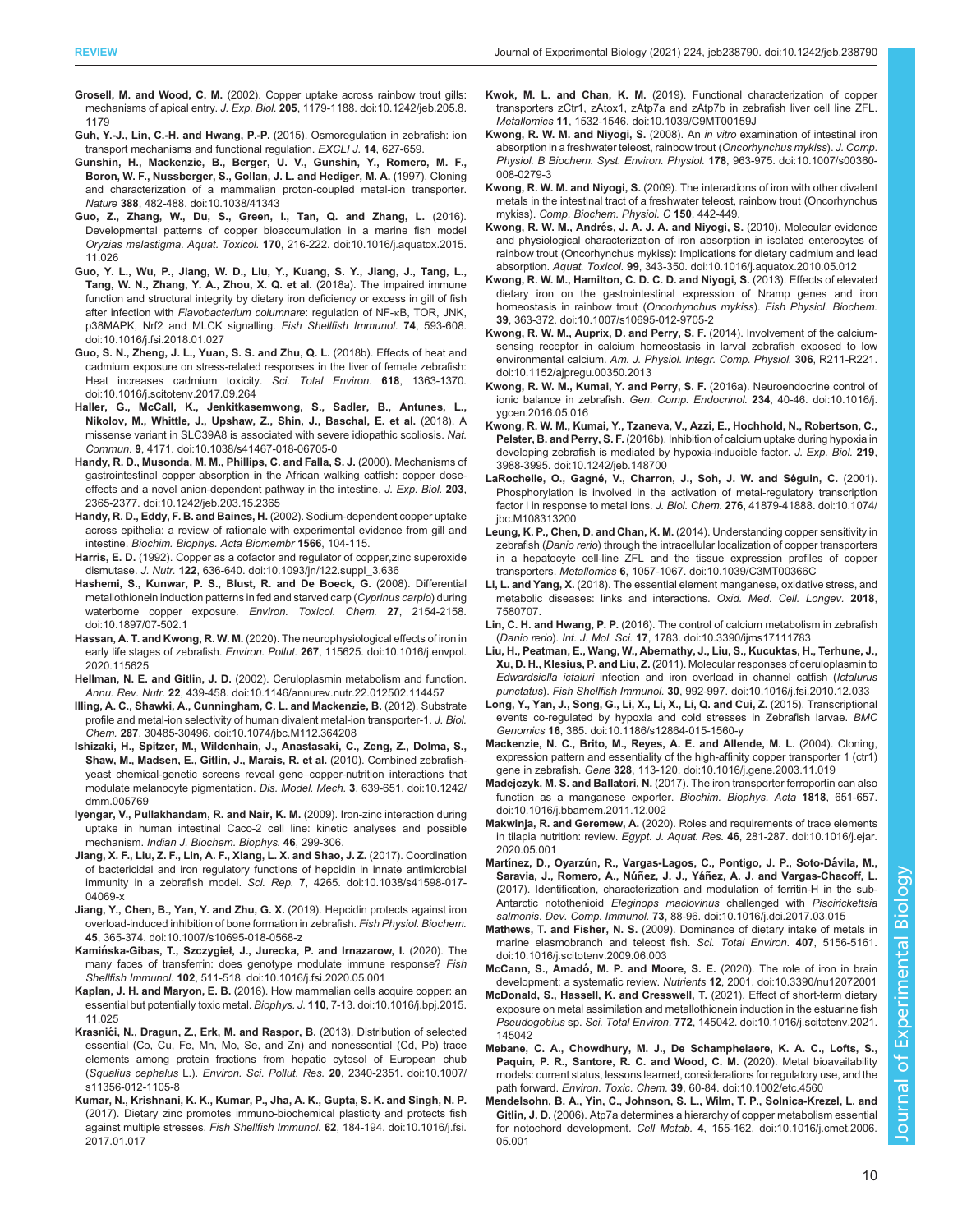**Grosell, M. and Wood, C. M.** (2002). Copper uptake across rainbow trout gills: mechanisms of apical entry. *J. Exp. Biol.* **205**, 1179-1188. doi:10.1242/jeb.205.8.1179

**Guh, Y.-J., Lin, C.-H. and Hwang, P.-P.** (2015). Osmoregulation in zebrafish: ion transport mechanisms and functional regulation. *EXCLI J.* **14**, 627-659.

**Gunshin, H., Mackenzie, B., Berger, U. V., Gunshin, Y., Romero, M. F., Boron, W. F., Nussberger, S., Gollan, J. L. and Hediger, M. A.** (1997). Cloning and characterization of a mammalian proton-coupled metal-ion transporter. *Nature* **388**, 482-488. doi:10.1038/41343

**Guo, Z., Zhang, W., Du, S., Green, I., Tan, Q. and Zhang, L.** (2016). Developmental patterns of copper bioaccumulation in a marine fish model *Oryzias melastigma*. *Aquat. Toxicol.* **170**, 216-222. doi:10.1016/j.aquatox.2015.11.026

**Guo, Y. L., Wu, P., Jiang, W. D., Liu, Y., Kuang, S. Y., Jiang, J., Tang, L., Tang, W. N., Zhang, Y. A., Zhou, X. Q. et al.** (2018a). The impaired immune function and structural integrity by dietary iron deficiency or excess in gill of fish after infection with *Flavobacterium columnare*: regulation of NF-κB, TOR, JNK, p38MAPK, Nrf2 and MLCK signalling. *Fish Shellfish Immunol.* **74**, 593-608. doi:10.1016/j.fsi.2018.01.027

**Guo, S. N., Zheng, J. L., Yuan, S. S. and Zhu, Q. L.** (2018b). Effects of heat and cadmium exposure on stress-related responses in the liver of female zebrafish: Heat increases cadmium toxicity. *Sci. Total Environ.* **618**, 1363-1370. doi:10.1016/j.scitotenv.2017.09.264

**Haller, G., McCall, K., Jenkitkasemwong, S., Sadler, B., Antunes, L., Nikolov, M., Whittle, J., Upshaw, Z., Shin, J., Baschal, E. et al.** (2018). A missense variant in SLC39A8 is associated with severe idiopathic scoliosis. *Nat. Commun.* **9**, 4171. doi:10.1038/s41467-018-06705-0

**Handy, R. D., Musonda, M. M., Phillips, C. and Falla, S. J.** (2000). Mechanisms of gastrointestinal copper absorption in the African walking catfish: copper dose-effects and a novel anion-dependent pathway in the intestine. *J. Exp. Biol.* **203**, 2365-2377. doi:10.1242/jeb.203.15.2365

**Handy, R. D., Eddy, F. B. and Baines, H.** (2002). Sodium-dependent copper uptake across epithelia: a review of rationale with experimental evidence from gill and intestine. *Biochim. Biophys. Acta Biomembr* **1566**, 104-115.

**Harris, E. D.** (1992). Copper as a cofactor and regulator of copper,zinc superoxide dismutase. *J. Nutr.* **122**, 636-640. doi:10.1093/jn/122.suppl_3.636

**Hashemi, S., Kunwar, P. S., Blust, R. and De Boeck, G.** (2008). Differential metallothionein induction patterns in fed and starved carp (*Cyprinus carpio*) during waterborne copper exposure. *Environ. Toxicol. Chem.* **27**, 2154-2158. doi:10.1897/07-502.1

**Hassan, A. T. and Kwong, R. W. M.** (2020). The neurophysiological effects of iron in early life stages of zebrafish. *Environ. Pollut.* **267**, 115625. doi:10.1016/j.envpol.2020.115625

**Hellman, N. E. and Gitlin, J. D.** (2002). Ceruloplasmin metabolism and function. *Annu. Rev. Nutr.* **22**, 439-458. doi:10.1146/annurev.nutr.22.012502.114457

**Illing, A. C., Shawki, A., Cunningham, C. L. and Mackenzie, B.** (2012). Substrate profile and metal-ion selectivity of human divalent metal-ion transporter-1. *J. Biol. Chem.* **287**, 30485-30496. doi:10.1074/jbc.M112.364208

**Ishizaki, H., Spitzer, M., Wildenhain, J., Anastasaki, C., Zeng, Z., Dolma, S., Shaw, M., Madsen, E., Gitlin, J., Marais, R. et al.** (2010). Combined zebrafish-yeast chemical-genetic screens reveal gene–copper-nutrition interactions that modulate melanocyte pigmentation. *Dis. Model. Mech.* **3**, 639-651. doi:10.1242/dmm.005769

**Iyengar, V., Pullakhandam, R. and Nair, K. M.** (2009). Iron-zinc interaction during uptake in human intestinal Caco-2 cell line: kinetic analyses and possible mechanism. *Indian J. Biochem. Biophys.* **46**, 299-306.

**Jiang, X. F., Liu, Z. F., Lin, A. F., Xiang, L. X. and Shao, J. Z.** (2017). Coordination of bactericidal and iron regulatory functions of hepcidin in innate antimicrobial immunity in a zebrafish model. *Sci. Rep.* **7**, 4265. doi:10.1038/s41598-017-04069-x

**Jiang, Y., Chen, B., Yan, Y. and Zhu, G. X.** (2019). Hepcidin protects against iron overload-induced inhibition of bone formation in zebrafish. *Fish Physiol. Biochem.* **45**, 365-374. doi:10.1007/s10695-018-0568-z

**Kamińska-Gibas, T., Szczygieł, J., Jurecka, P. and Irnazarow, I.** (2020). The many faces of transferrin: does genotype modulate immune response? *Fish Shellfish Immunol.* **102**, 511-518. doi:10.1016/j.fsi.2020.05.001

**Kaplan, J. H. and Maryon, E. B.** (2016). How mammalian cells acquire copper: an essential but potentially toxic metal. *Biophys. J.* **110**, 7-13. doi:10.1016/j.bpj.2015.11.025

**Krasnići, N., Dragun, Z., Erk, M. and Raspor, B.** (2013). Distribution of selected essential (Co, Cu, Fe, Mn, Mo, Se, and Zn) and nonessential (Cd, Pb) trace elements among protein fractions from hepatic cytosol of European chub (*Squalius cephalus* L.). *Environ. Sci. Pollut. Res.* **20**, 2340-2351. doi:10.1007/s11356-012-1105-8

**Kumar, N., Krishnani, K. K., Kumar, P., Jha, A. K., Gupta, S. K. and Singh, N. P.** (2017). Dietary zinc promotes immuno-biochemical plasticity and protects fish against multiple stresses. *Fish Shellfish Immunol.* **62**, 184-194. doi:10.1016/j.fsi.2017.01.017

**Kwok, M. L. and Chan, K. M.** (2019). Functional characterization of copper transporters zCtr1, zAtox1, zAtp7a and zAtp7b in zebrafish liver cell line ZFL. *Metallomics* **11**, 1532-1546. doi:10.1039/C9MT00159J

**Kwong, R. W. M. and Niyogi, S.** (2008). An *in vitro* examination of intestinal iron absorption in a freshwater teleost, rainbow trout (*Oncorhynchus mykiss*). *J. Comp. Physiol. B Biochem. Syst. Environ. Physiol.* **178**, 963-975. doi:10.1007/s00360-008-0279-3

**Kwong, R. W. M. and Niyogi, S.** (2009). The interactions of iron with other divalent metals in the intestinal tract of a freshwater teleost, rainbow trout (Oncorhynchus mykiss). *Comp. Biochem. Physiol. C* **150**, 442-449.

**Kwong, R. W. M., Andrés, J. A. J. A. and Niyogi, S.** (2010). Molecular evidence and physiological characterization of iron absorption in isolated enterocytes of rainbow trout (Oncorhynchus mykiss): Implications for dietary cadmium and lead absorption. *Aquat. Toxicol.* **99**, 343-350. doi:10.1016/j.aquatox.2010.05.012

**Kwong, R. W. M., Hamilton, C. D. C. D. and Niyogi, S.** (2013). Effects of elevated dietary iron on the gastrointestinal expression of Nramp genes and iron homeostasis in rainbow trout (*Oncorhynchus mykiss*). *Fish Physiol. Biochem.* **39**, 363-372. doi:10.1007/s10695-012-9705-2

**Kwong, R. W. M., Auprix, D. and Perry, S. F.** (2014). Involvement of the calcium-sensing receptor in calcium homeostasis in larval zebrafish exposed to low environmental calcium. *Am. J. Physiol. Integr. Comp. Physiol.* **306**, R211-R221. doi:10.1152/ajpregu.00350.2013

**Kwong, R. W. M., Kumai, Y. and Perry, S. F.** (2016a). Neuroendocrine control of ionic balance in zebrafish. *Gen. Comp. Endocrinol.* **234**, 40-46. doi:10.1016/j.ygcen.2016.05.016

**Kwong, R. W. M., Kumai, Y., Tzaneva, V., Azzi, E., Hochhold, N., Robertson, C., Pelster, B. and Perry, S. F.** (2016b). Inhibition of calcium uptake during hypoxia in developing zebrafish is mediated by hypoxia-inducible factor. *J. Exp. Biol.* **219**, 3988-3995. doi:10.1242/jeb.148700

**LaRochelle, O., Gagné, V., Charron, J., Soh, J. W. and Séguin, C.** (2001). Phosphorylation is involved in the activation of metal-regulatory transcription factor I in response to metal ions. *J. Biol. Chem.* **276**, 41879-41888. doi:10.1074/jbc.M108313200

**Leung, K. P., Chen, D. and Chan, K. M.** (2014). Understanding copper sensitivity in zebrafish (*Danio rerio*) through the intracellular localization of copper transporters in a hepatocyte cell-line ZFL and the tissue expression profiles of copper transporters. *Metallomics* **6**, 1057-1067. doi:10.1039/C3MT00366C

**Li, L. and Yang, X.** (2018). The essential element manganese, oxidative stress, and metabolic diseases: links and interactions. *Oxid. Med. Cell. Longev.* **2018**, 7580707.

**Lin, C. H. and Hwang, P. P.** (2016). The control of calcium metabolism in zebrafish (*Danio rerio*). *Int. J. Mol. Sci.* **17**, 1783. doi:10.3390/ijms17111783

**Liu, H., Peatman, E., Wang, W., Abernathy, J., Liu, S., Kucuktas, H., Terhune, J., Xu, D. H., Klesius, P. and Liu, Z.** (2011). Molecular responses of ceruloplasmin to *Edwardsiella ictaluri* infection and iron overload in channel catfish (*Ictalurus punctatus*). *Fish Shellfish Immunol.* **30**, 992-997. doi:10.1016/j.fsi.2010.12.033

**Long, Y., Yan, J., Song, G., Li, X., Li, X., Li, Q. and Cui, Z.** (2015). Transcriptional events co-regulated by hypoxia and cold stresses in Zebrafish larvae. *BMC Genomics* **16**, 385. doi:10.1186/s12864-015-1560-y

**Mackenzie, N. C., Brito, M., Reyes, A. E. and Allende, M. L.** (2004). Cloning, expression pattern and essentiality of the high-affinity copper transporter 1 (ctr1) gene in zebrafish. *Gene* **328**, 113-120. doi:10.1016/j.gene.2003.11.019

**Madejczyk, M. S. and Ballatori, N.** (2017). The iron transporter ferroportin can also function as a manganese exporter. *Biochim. Biophys. Acta* **1818**, 651-657. doi:10.1016/j.bbamem.2011.12.002

**Makwinja, R. and Geremew, A.** (2020). Roles and requirements of trace elements in tilapia nutrition: review. *Egypt. J. Aquat. Res.* **46**, 281-287. doi:10.1016/j.ejar.2020.05.001

**Martínez, D., Oyarzún, R., Vargas-Lagos, C., Pontigo, J. P., Soto-Dávila, M., Saravia, J., Romero, A., Núñez, J. J., Yáñez, A. J. and Vargas-Chacoff, L.** (2017). Identification, characterization and modulation of ferritin-H in the sub-Antarctic notothenioid *Eleginops maclovinus* challenged with *Piscirickettsia salmonis*. *Dev. Comp. Immunol.* **73**, 88-96. doi:10.1016/j.dci.2017.03.015

**Mathews, T. and Fisher, N. S.** (2009). Dominance of dietary intake of metals in marine elasmobranch and teleost fish. *Sci. Total Environ.* **407**, 5156-5161. doi:10.1016/j.scitotenv.2009.06.003

**McCann, S., Amadó, M. P. and Moore, S. E.** (2020). The role of iron in brain development: a systematic review. *Nutrients* **12**, 2001. doi:10.3390/nu12072001

**McDonald, S., Hassell, K. and Cresswell, T.** (2021). Effect of short-term dietary exposure on metal assimilation and metallothionein induction in the estuarine fish *Pseudogobius* sp. *Sci. Total Environ.* **772**, 145042. doi:10.1016/j.scitotenv.2021.145042

**Mebane, C. A., Chowdhury, M. J., De Schamphelaere, K. A. C., Lofts, S., Paquin, P. R., Santore, R. C. and Wood, C. M.** (2020). Metal bioavailability models: current status, lessons learned, considerations for regulatory use, and the path forward. *Environ. Toxic. Chem.* **39**, 60-84. doi:10.1002/etc.4560

**Mendelsohn, B. A., Yin, C., Johnson, S. L., Wilm, T. P., Solnica-Krezel, L. and Gitlin, J. D.** (2006). Atp7a determines a hierarchy of copper metabolism essential for notochord development. *Cell Metab.* **4**, 155-162. doi:10.1016/j.cmet.2006.05.001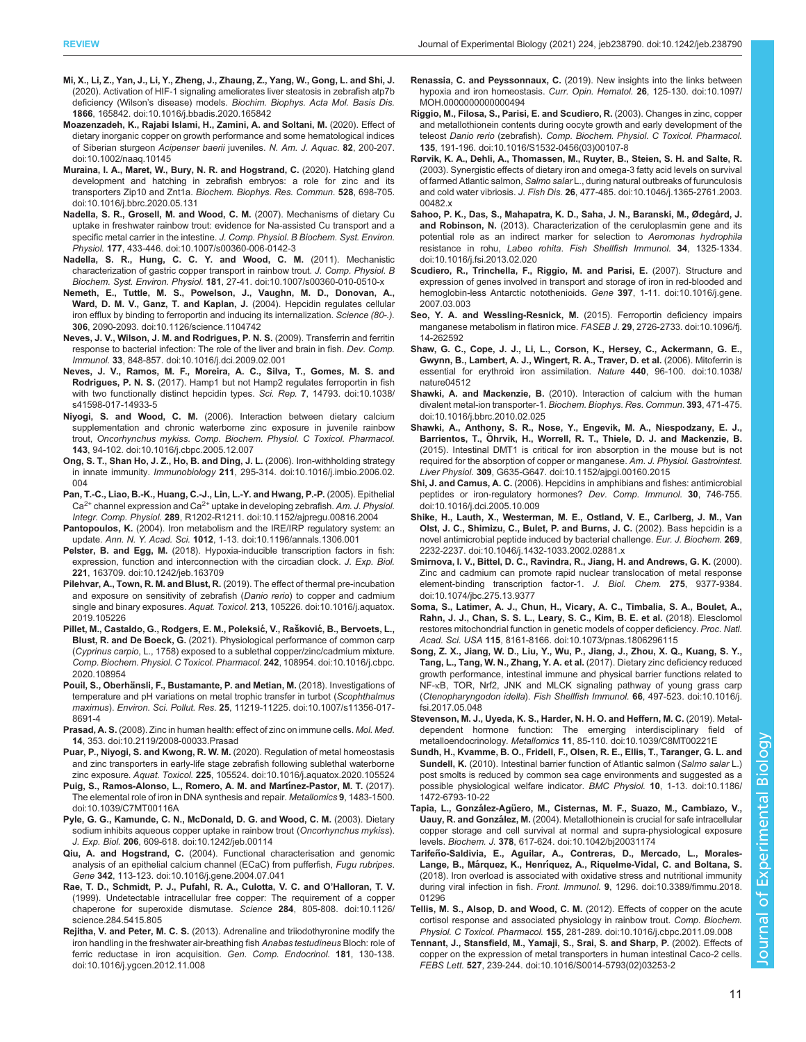**Mi, X., Li, Z., Yan, J., Li, Y., Zheng, J., Zhaung, Z., Yang, W., Gong, L. and Shi, J.** (2020). Activation of HIF-1 signaling ameliorates liver steatosis in zebrafish atp7b deficiency (Wilson's disease) models. *Biochim. Biophys. Acta Mol. Basis Dis.* **1866**, 165842. doi:10.1016/j.bbadis.2020.165842

**Moazenzadeh, K., Rajabi Islami, H., Zamini, A. and Soltani, M.** (2020). Effect of dietary inorganic copper on growth performance and some hematological indices of Siberian sturgeon *Acipenser baerii* juveniles. *N. Am. J. Aquac.* **82**, 200-207. doi:10.1002/naaq.10145

**Muraina, I. A., Maret, W., Bury, N. R. and Hogstrand, C.** (2020). Hatching gland development and hatching in zebrafish embryos: a role for zinc and its transporters Zip10 and Znt1a. *Biochem. Biophys. Res. Commun.* **528**, 698-705. doi:10.1016/j.bbrc.2020.05.131

**Nadella, S. R., Grosell, M. and Wood, C. M.** (2007). Mechanisms of dietary Cu uptake in freshwater rainbow trout: evidence for Na-assisted Cu transport and a specific metal carrier in the intestine. *J. Comp. Physiol. B Biochem. Syst. Environ. Physiol.* **177**, 433-446. doi:10.1007/s00360-006-0142-3

**Nadella, S. R., Hung, C. C. Y. and Wood, C. M.** (2011). Mechanistic characterization of gastric copper transport in rainbow trout. *J. Comp. Physiol. B Biochem. Syst. Environ. Physiol.* **181**, 27-41. doi:10.1007/s00360-010-0510-x

**Nemeth, E., Tuttle, M. S., Powelson, J., Vaughn, M. D., Donovan, A., Ward, D. M. V., Ganz, T. and Kaplan, J.** (2004). Hepcidin regulates cellular iron efflux by binding to ferroportin and inducing its internalization. *Science (80-.).* **306**, 2090-2093. doi:10.1126/science.1104742

**Neves, J. V., Wilson, J. M. and Rodrigues, P. N. S.** (2009). Transferrin and ferritin response to bacterial infection: The role of the liver and brain in fish. *Dev. Comp. Immunol.* **33**, 848-857. doi:10.1016/j.dci.2009.02.001

**Neves, J. V., Ramos, M. F., Moreira, A. C., Silva, T., Gomes, M. S. and Rodrigues, P. N. S.** (2017). Hamp1 but not Hamp2 regulates ferroportin in fish with two functionally distinct hepcidin types. *Sci. Rep.* **7**, 14793. doi:10.1038/s41598-017-14933-5

**Niyogi, S. and Wood, C. M.** (2006). Interaction between dietary calcium supplementation and chronic waterborne zinc exposure in juvenile rainbow trout, *Oncorhynchus mykiss*. *Comp. Biochem. Physiol. C Toxicol. Pharmacol.* **143**, 94-102. doi:10.1016/j.cbpc.2005.12.007

**Ong, S. T., Shan Ho, J. Z., Ho, B. and Ding, J. L.** (2006). Iron-withholding strategy in innate immunity. *Immunobiology* **211**, 295-314. doi:10.1016/j.imbio.2006.02.004

**Pan, T.-C., Liao, B.-K., Huang, C.-J., Lin, L.-Y. and Hwang, P.-P.** (2005). Epithelial $Ca^{2+}$ channel expression and $Ca^{2+}$ uptake in developing zebrafish. *Am. J. Physiol. Integr. Comp. Physiol.* **289**, R1202-R1211. doi:10.1152/ajpregu.00816.2004

**Pantopoulos, K.** (2004). Iron metabolism and the IRE/IRP regulatory system: an update. *Ann. N. Y. Acad. Sci.* **1012**, 1-13. doi:10.1196/annals.1306.001

**Pelster, B. and Egg, M.** (2018). Hypoxia-inducible transcription factors in fish: expression, function and interconnection with the circadian clock. *J. Exp. Biol.* **221**, 163709. doi:10.1242/jeb.163709

**Pilehvar, A., Town, R. M. and Blust, R.** (2019). The effect of thermal pre-incubation and exposure on sensitivity of zebrafish (*Danio rerio*) to copper and cadmium single and binary exposures. *Aquat. Toxicol.* **213**, 105226. doi:10.1016/j.aquatox.2019.105226

**Pillet, M., Castaldo, G., Rodgers, E. M., Poleksić, V., Rašković, B., Bervoets, L., Blust, R. and De Boeck, G.** (2021). Physiological performance of common carp (*Cyprinus carpio*, L., 1758) exposed to a sublethal copper/zinc/cadmium mixture. *Comp. Biochem. Physiol. C Toxicol. Pharmacol.* **242**, 108954. doi:10.1016/j.cbpc.2020.108954

**Pouil, S., Oberhänsli, F., Bustamante, P. and Metian, M.** (2018). Investigations of temperature and pH variations on metal trophic transfer in turbot (*Scophthalmus maximus*). *Environ. Sci. Pollut. Res.* **25**, 11219-11225. doi:10.1007/s11356-017-8691-4

**Prasad, A. S.** (2008). Zinc in human health: effect of zinc on immune cells. *Mol. Med.* **14**, 353. doi:10.2119/2008-00033.Prasad

**Puar, P., Niyogi, S. and Kwong, R. W. M.** (2020). Regulation of metal homeostasis and zinc transporters in early-life stage zebrafish following sublethal waterborne zinc exposure. *Aquat. Toxicol.* **225**, 105524. doi:10.1016/j.aquatox.2020.105524

**Puig, S., Ramos-Alonso, L., Romero, A. M. and Martínez-Pastor, M. T.** (2017). The elemental role of iron in DNA synthesis and repair. *Metallomics* **9**, 1483-1500. doi:10.1039/C7MT00116A

**Pyle, G. G., Kamunde, C. N., McDonald, D. G. and Wood, C. M.** (2003). Dietary sodium inhibits aqueous copper uptake in rainbow trout (*Oncorhynchus mykiss*). *J. Exp. Biol.* **206**, 609-618. doi:10.1242/jeb.00114

**Qiu, A. and Hogstrand, C.** (2004). Functional characterisation and genomic analysis of an epithelial calcium channel (ECaC) from pufferfish, *Fugu rubripes*. *Gene* **342**, 113-123. doi:10.1016/j.gene.2004.07.041

**Rae, T. D., Schmidt, P. J., Pufahl, R. A., Culotta, V. C. and O'Halloran, T. V.** (1999). Undetectable intracellular free copper: The requirement of a copper chaperone for superoxide dismutase. *Science* **284**, 805-808. doi:10.1126/science.284.5415.805

**Rejitha, V. and Peter, M. C. S.** (2013). Adrenaline and triiodothyronine modify the iron handling in the freshwater air-breathing fish *Anabas testudineus* Bloch: role of ferric reductase in iron acquisition. *Gen. Comp. Endocrinol.* **181**, 130-138. doi:10.1016/j.ygcen.2012.11.008

**Renassia, C. and Peyssonnaux, C.** (2019). New insights into the links between hypoxia and iron homeostasis. *Curr. Opin. Hematol.* **26**, 125-130. doi:10.1097/MOH.0000000000000494

**Riggio, M., Filosa, S., Parisi, E. and Scudiero, R.** (2003). Changes in zinc, copper and metallothionein contents during oocyte growth and early development of the teleost *Danio rerio* (zebrafish). *Comp. Biochem. Physiol. C Toxicol. Pharmacol.* **135**, 191-196. doi:10.1016/S1532-0456(03)00107-8

**Rørvik, K. A., Dehli, A., Thomassen, M., Ruyter, B., Steien, S. H. and Salte, R.** (2003). Synergistic effects of dietary iron and omega-3 fatty acid levels on survival of farmed Atlantic salmon, *Salmo salar* L., during natural outbreaks of furunculosis and cold water vibriosis. *J. Fish Dis.* **26**, 477-485. doi:10.1046/j.1365-2761.2003.00482.x

**Sahoo, P. K., Das, S., Mahapatra, K. D., Saha, J. N., Baranski, M., Ødegård, J. and Robinson, N.** (2013). Characterization of the ceruloplasmin gene and its potential role as an indirect marker for selection to *Aeromonas hydrophila* resistance in rohu, *Labeo rohita*. *Fish Shellfish Immunol.* **34**, 1325-1334. doi:10.1016/j.fsi.2013.02.020

**Scudiero, R., Trinchella, F., Riggio, M. and Parisi, E.** (2007). Structure and expression of genes involved in transport and storage of iron in red-blooded and hemoglobin-less Antarctic notothenioids. *Gene* **397**, 1-11. doi:10.1016/j.gene.2007.03.003

**Seo, Y. A. and Wessling-Resnick, M.** (2015). Ferroportin deficiency impairs manganese metabolism in flatiron mice. *FASEB J.* **29**, 2726-2733. doi:10.1096/fj.14-262592

**Shaw, G. C., Cope, J. J., Li, L., Corson, K., Hersey, C., Ackermann, G. E., Gwynn, B., Lambert, A. J., Wingert, R. A., Traver, D. et al.** (2006). Mitoferrin is essential for erythroid iron assimilation. *Nature* **440**, 96-100. doi:10.1038/nature04512

**Shawki, A. and Mackenzie, B.** (2010). Interaction of calcium with the human divalent metal-ion transporter-1. *Biochem. Biophys. Res. Commun.* **393**, 471-475. doi:10.1016/j.bbrc.2010.02.025

**Shawki, A., Anthony, S. R., Nose, Y., Engevik, M. A., Niespodzany, E. J., Barrientos, T., Öhrvik, H., Worrell, R. T., Thiele, D. J. and Mackenzie, B.** (2015). Intestinal DMT1 is critical for iron absorption in the mouse but is not required for the absorption of copper or manganese. *Am. J. Physiol. Gastrointest. Liver Physiol.* **309**, G635-G647. doi:10.1152/ajpgi.00160.2015

**Shi, J. and Camus, A. C.** (2006). Hepcidins in amphibians and fishes: antimicrobial peptides or iron-regulatory hormones? *Dev. Comp. Immunol.* **30**, 746-755. doi:10.1016/j.dci.2005.10.009

**Shike, H., Lauth, X., Westerman, M. E., Ostland, V. E., Carlberg, J. M., Van Olst, J. C., Shimizu, C., Bulet, P. and Burns, J. C.** (2002). Bass hepcidin is a novel antimicrobial peptide induced by bacterial challenge. *Eur. J. Biochem.* **269**, 2232-2237. doi:10.1046/j.1432-1033.2002.02881.x

**Smirnova, I. V., Bittel, D. C., Ravindra, R., Jiang, H. and Andrews, G. K.** (2000). Zinc and cadmium can promote rapid nuclear translocation of metal response element-binding transcription factor-1. *J. Biol. Chem.* **275**, 9377-9384. doi:10.1074/jbc.275.13.9377

**Soma, S., Latimer, A. J., Chun, H., Vicary, A. C., Timbalia, S. A., Boulet, A., Rahn, J. J., Chan, S. S. L., Leary, S. C., Kim, B. E. et al.** (2018). Elesclomol restores mitochondrial function in genetic models of copper deficiency. *Proc. Natl. Acad. Sci. USA* **115**, 8161-8166. doi:10.1073/pnas.1806296115

**Song, Z. X., Jiang, W. D., Liu, Y., Wu, P., Jiang, J., Zhou, X. Q., Kuang, S. Y., Tang, L., Tang, W. N., Zhang, Y. A. et al.** (2017). Dietary zinc deficiency reduced growth performance, intestinal immune and physical barrier functions related to NF-κB, TOR, Nrf2, JNK and MLCK signaling pathway of young grass carp (*Ctenopharyngodon idella*). *Fish Shellfish Immunol.* **66**, 497-523. doi:10.1016/j.fsi.2017.05.048

**Stevenson, M. J., Uyeda, K. S., Harder, N. H. O. and Heffern, M. C.** (2019). Metal-dependent hormone function: The emerging interdisciplinary field of metalloendocrinology. *Metallomics* **11**, 85-110. doi:10.1039/C8MT00221E

**Sundh, H., Kvamme, B. O., Fridell, F., Olsen, R. E., Ellis, T., Taranger, G. L. and Sundell, K.** (2010). Intestinal barrier function of Atlantic salmon (*Salmo salar* L.) post smolts is reduced by common sea cage environments and suggested as a possible physiological welfare indicator. *BMC Physiol.* **10**, 1-13. doi:10.1186/1472-6793-10-22

**Tapia, L., González-Agüero, M., Cisternas, M. F., Suazo, M., Cambiazo, V., Uauy, R. and González, M.** (2004). Metallothionein is crucial for safe intracellular copper storage and cell survival at normal and supra-physiological exposure levels. *Biochem. J.* **378**, 617-624. doi:10.1042/bj20031174

**Tarifeño-Saldivia, E., Aguilar, A., Contreras, D., Mercado, L., Morales-Lange, B., Márquez, K., Henríquez, A., Riquelme-Vidal, C. and Boltana, S.** (2018). Iron overload is associated with oxidative stress and nutritional immunity during viral infection in fish. *Front. Immunol.* **9**, 1296. doi:10.3389/fimmu.2018.01296

**Tellis, M. S., Alsop, D. and Wood, C. M.** (2012). Effects of copper on the acute cortisol response and associated physiology in rainbow trout. *Comp. Biochem. Physiol. C Toxicol. Pharmacol.* **155**, 281-289. doi:10.1016/j.cbpc.2011.09.008

**Tennant, J., Stansfield, M., Yamaji, S., Srai, S. and Sharp, P.** (2002). Effects of copper on the expression of metal transporters in human intestinal Caco-2 cells. *FEBS Lett.* **527**, 239-244. doi:10.1016/S0014-5793(02)03253-2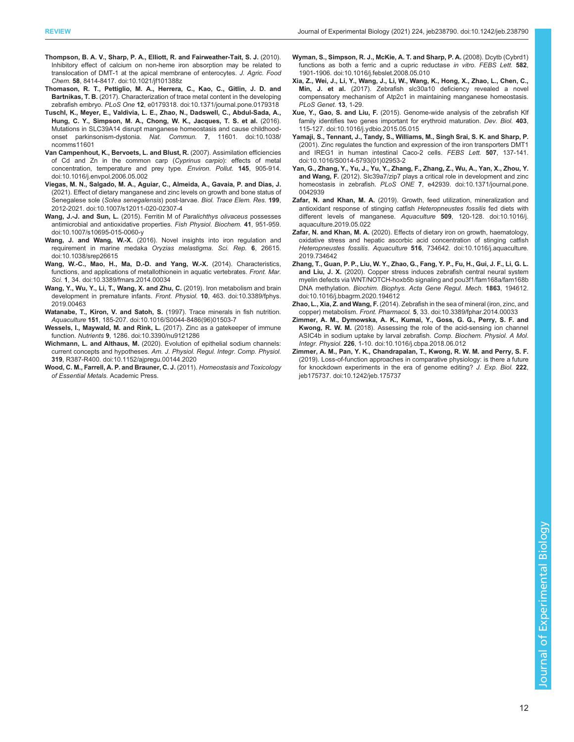**Thompson, B. A. V., Sharp, P. A., Elliott, R. and Fairweather-Tait, S. J.** (2010). Inhibitory effect of calcium on non-heme iron absorption may be related to translocation of DMT-1 at the apical membrane of enterocytes. *J. Agric. Food Chem.* **58**, 8414-8417. doi:10.1021/jf101388z

**Thomason, R. T., Pettiglio, M. A., Herrera, C., Kao, C., Gitlin, J. D. and Bartnikas, T. B.** (2017). Characterization of trace metal content in the developing zebrafish embryo. *PLoS One* **12**, e0179318. doi:10.1371/journal.pone.0179318

**Tuschl, K., Meyer, E., Valdivia, L. E., Zhao, N., Dadswell, C., Abdul-Sada, A., Hung, C. Y., Simpson, M. A., Chong, W. K., Jacques, T. S. et al.** (2016). Mutations in SLC39A14 disrupt manganese homeostasis and cause childhood-onset parkinsonism-dystonia. *Nat. Commun.* **7**, 11601. doi:10.1038/ncomms11601

**Van Campenhout, K., Bervoets, L. and Blust, R.** (2007). Assimilation efficiencies of Cd and Zn in the common carp (*Cyprinus carpio*): effects of metal concentration, temperature and prey type. *Environ. Pollut.* **145**, 905-914. doi:10.1016/j.envpol.2006.05.002

**Viegas, M. N., Salgado, M. A., Aguiar, C., Almeida, A., Gavaia, P. and Dias, J.** (2021). Effect of dietary manganese and zinc levels on growth and bone status of Senegalese sole (*Solea senegalensis*) post-larvae. *Biol. Trace Elem. Res.* **199**, 2012-2021. doi:10.1007/s12011-020-02307-4

**Wang, J.-J. and Sun, L.** (2015). Ferritin M of *Paralichthys olivaceus* possesses antimicrobial and antioxidative properties. *Fish Physiol. Biochem.* **41**, 951-959. doi:10.1007/s10695-015-0060-y

**Wang, J. and Wang, W.-X.** (2016). Novel insights into iron regulation and requirement in marine medaka *Oryzias melastigma*. *Sci. Rep.* **6**, 26615. doi:10.1038/srep26615

**Wang, W.-C., Mao, H., Ma, D.-D. and Yang, W.-X.** (2014). Characteristics, functions, and applications of metallothionein in aquatic vertebrates. *Front. Mar. Sci.* **1**, 34. doi:10.3389/fmars.2014.00034

**Wang, Y., Wu, Y., Li, T., Wang, X. and Zhu, C.** (2019). Iron metabolism and brain development in premature infants. *Front. Physiol.* **10**, 463. doi:10.3389/fphys.2019.00463

**Watanabe, T., Kiron, V. and Satoh, S.** (1997). Trace minerals in fish nutrition. *Aquaculture* **151**, 185-207. doi:10.1016/S0044-8486(96)01503-7

**Wessels, I., Maywald, M. and Rink, L.** (2017). Zinc as a gatekeeper of immune function. *Nutrients* **9**, 1286. doi:10.3390/nu9121286

**Wichmann, L. and Althaus, M.** (2020). Evolution of epithelial sodium channels: current concepts and hypotheses. *Am. J. Physiol. Regul. Integr. Comp. Physiol.* **319**, R387-R400. doi:10.1152/ajpregu.00144.2020

**Wood, C. M., Farrell, A. P. and Brauner, C. J.** (2011). *Homeostasis and Toxicology of Essential Metals*. Academic Press.

**Wyman, S., Simpson, R. J., McKie, A. T. and Sharp, P. A.** (2008). Dcytb (Cybrd1) functions as both a ferric and a cupric reductase *in vitro*. *FEBS Lett.* **582**, 1901-1906. doi:10.1016/j.febslet.2008.05.010

**Xia, Z., Wei, J., Li, Y., Wang, J., Li, W., Wang, K., Hong, X., Zhao, L., Chen, C., Min, J. et al.** (2017). Zebrafish slc30a10 deficiency revealed a novel compensatory mechanism of Atp2c1 in maintaining manganese homeostasis. *PLoS Genet.* **13**, 1-29.

**Xue, Y., Gao, S. and Liu, F.** (2015). Genome-wide analysis of the zebrafish Klf family identifies two genes important for erythroid maturation. *Dev. Biol.* **403**, 115-127. doi:10.1016/j.ydbio.2015.05.015

**Yamaji, S., Tennant, J., Tandy, S., Williams, M., Singh Srai, S. K. and Sharp, P.** (2001). Zinc regulates the function and expression of the iron transporters DMT1 and IREG1 in human intestinal Caco-2 cells. *FEBS Lett.* **507**, 137-141. doi:10.1016/S0014-5793(01)02953-2

**Yan, G., Zhang, Y., Yu, J., Yu, Y., Zhang, F., Zhang, Z., Wu, A., Yan, X., Zhou, Y. and Wang, F.** (2012). Slc39a7/zip7 plays a critical role in development and zinc homeostasis in zebrafish. *PLoS ONE* **7**, e42939. doi:10.1371/journal.pone.0042939

**Zafar, N. and Khan, M. A.** (2019). Growth, feed utilization, mineralization and antioxidant response of stinging catfish *Heteropneustes fossilis* fed diets with different levels of manganese. *Aquaculture* **509**, 120-128. doi:10.1016/j.aquaculture.2019.05.022

**Zafar, N. and Khan, M. A.** (2020). Effects of dietary iron on growth, haematology, oxidative stress and hepatic ascorbic acid concentration of stinging catfish *Heteropneustes fossilis*. *Aquaculture* **516**, 734642. doi:10.1016/j.aquaculture.2019.734642

**Zhang, T., Guan, P. P., Liu, W. Y., Zhao, G., Fang, Y. P., Fu, H., Gui, J. F., Li, G. L. and Liu, J. X.** (2020). Copper stress induces zebrafish central neural system myelin defects via WNT/NOTCH-hoxb5b signaling and pou3f1/fam168a/fam168b DNA methylation. *Biochim. Biophys. Acta Gene Regul. Mech.* **1863**, 194612. doi:10.1016/j.bbagrm.2020.194612

**Zhao, L., Xia, Z. and Wang, F.** (2014). Zebrafish in the sea of mineral (iron, zinc, and copper) metabolism. *Front. Pharmacol.* **5**, 33. doi:10.3389/fphar.2014.00033

**Zimmer, A. M., Dymowska, A. K., Kumai, Y., Goss, G. G., Perry, S. F. and Kwong, R. W. M.** (2018). Assessing the role of the acid-sensing ion channel ASIC4b in sodium uptake by larval zebrafish. *Comp. Biochem. Physiol. A Mol. Integr. Physiol.* **226**, 1-10. doi:10.1016/j.cbpa.2018.06.012

**Zimmer, A. M., Pan, Y. K., Chandrapalan, T., Kwong, R. W. M. and Perry, S. F.** (2019). Loss-of-function approaches in comparative physiology: is there a future for knockdown experiments in the era of genome editing? *J. Exp. Biol.* **222**, jeb175737. doi:10.1242/jeb.175737